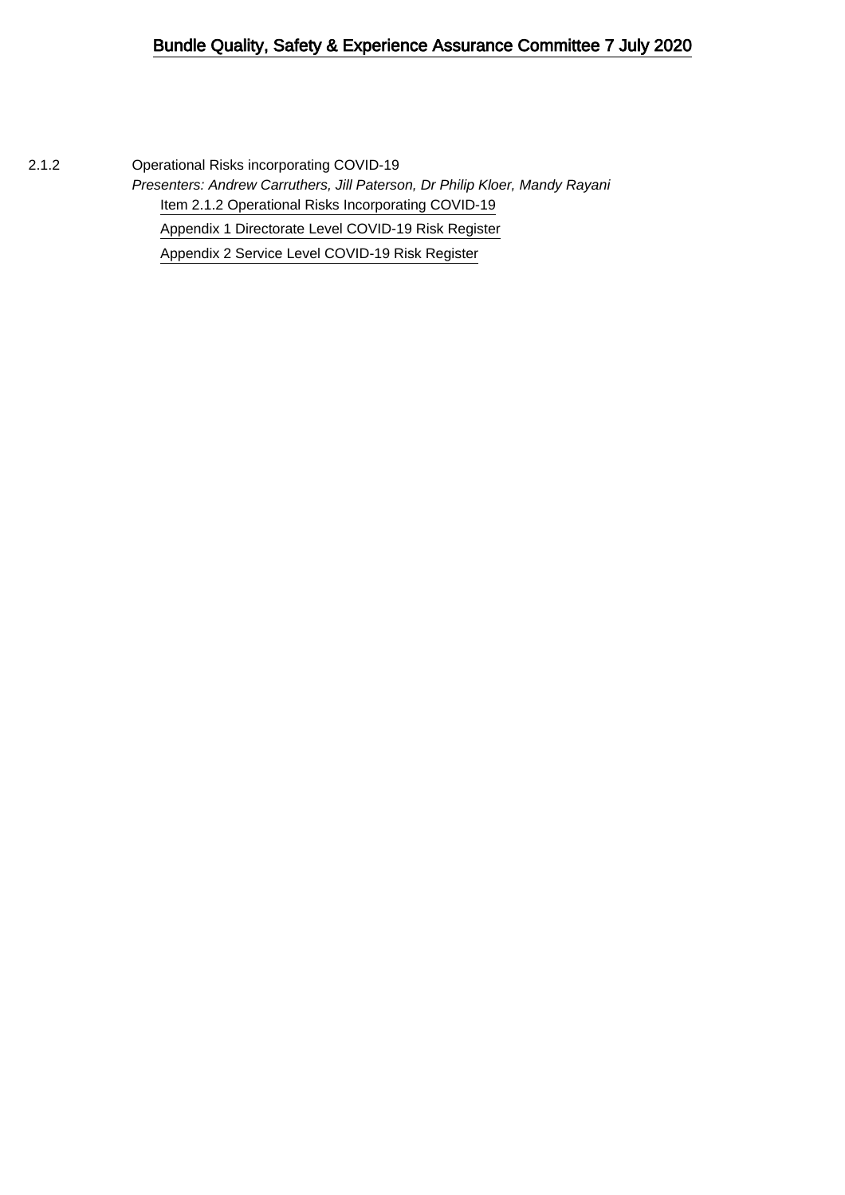# Bundle Quality, Safety & Experience Assurance Committee 7 July 2020

2.1.2 Operational Risks incorporating COVID-19

*Presenters: Andrew Carruthers, Jill Paterson, Dr Philip Kloer, Mandy Rayani*

- Item 2.1.2 Operational Risks Incorporating COVID-19
- Appendix 1 Directorate Level COVID-19 Risk Register
- Appendix 2 Service Level COVID-19 Risk Register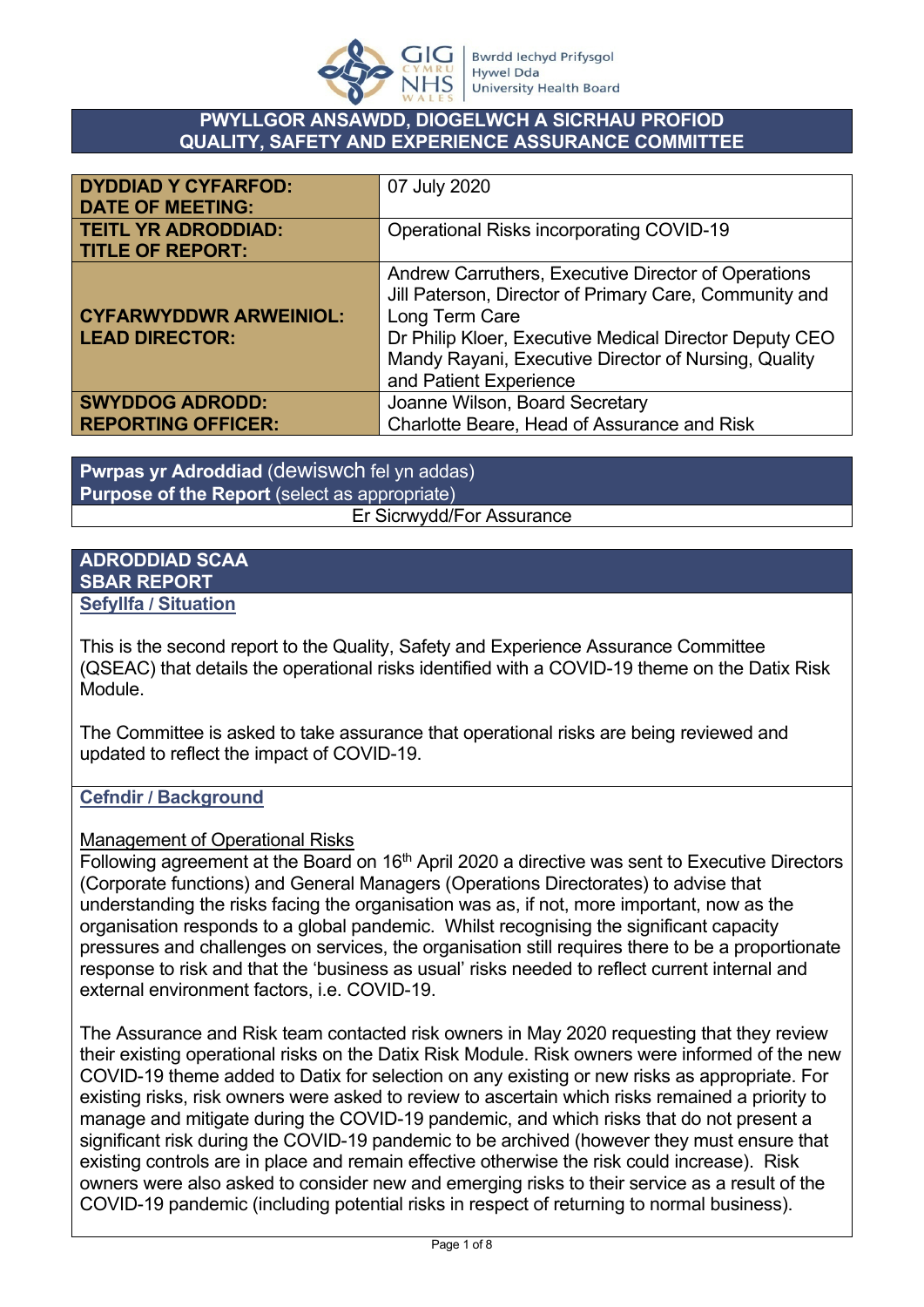**PWYLLGOR ANSAWDD, DIOGELWCH A SICRHAU PROFIOD**
**QUALITY, SAFETY AND EXPERIENCE ASSURANCE COMMITTEE**

| | |
|---|---|
| **DYDDIAD Y CYFARFOD:** **DATE OF MEETING:** | 07 July 2020 |
| **TEITL YR ADRODDIAD:** **TITLE OF REPORT:** | Operational Risks incorporating COVID-19 |
| **CYFARWYDDWR ARWEINIOL:** **LEAD DIRECTOR:** | Andrew Carruthers, Executive Director of Operations<br>Jill Paterson, Director of Primary Care, Community and Long Term Care<br>Dr Philip Kloer, Executive Medical Director Deputy CEO<br>Mandy Rayani, Executive Director of Nursing, Quality and Patient Experience |
| **SWYDDOG ADRODD:** **REPORTING OFFICER:** | Joanne Wilson, Board Secretary<br>Charlotte Beare, Head of Assurance and Risk |

**Pwrpas yr Adroddiad** (dewiswch fel yn addas)
**Purpose of the Report** (select as appropriate)

Er Sicrwydd/For Assurance

## ADRODDIAD SCAA
## SBAR REPORT

### Sefyllfa / Situation

This is the second report to the Quality, Safety and Experience Assurance Committee (QSEAC) that details the operational risks identified with a COVID-19 theme on the Datix Risk Module.

The Committee is asked to take assurance that operational risks are being reviewed and updated to reflect the impact of COVID-19.

### Cefndir / Background

Management of Operational Risks

Following agreement at the Board on 16th April 2020 a directive was sent to Executive Directors (Corporate functions) and General Managers (Operations Directorates) to advise that understanding the risks facing the organisation was as, if not, more important, now as the organisation responds to a global pandemic. Whilst recognising the significant capacity pressures and challenges on services, the organisation still requires there to be a proportionate response to risk and that the 'business as usual' risks needed to reflect current internal and external environment factors, i.e. COVID-19.

The Assurance and Risk team contacted risk owners in May 2020 requesting that they review their existing operational risks on the Datix Risk Module. Risk owners were informed of the new COVID-19 theme added to Datix for selection on any existing or new risks as appropriate. For existing risks, risk owners were asked to review to ascertain which risks remained a priority to manage and mitigate during the COVID-19 pandemic, and which risks that do not present a significant risk during the COVID-19 pandemic to be archived (however they must ensure that existing controls are in place and remain effective otherwise the risk could increase). Risk owners were also asked to consider new and emerging risks to their service as a result of the COVID-19 pandemic (including potential risks in respect of returning to normal business).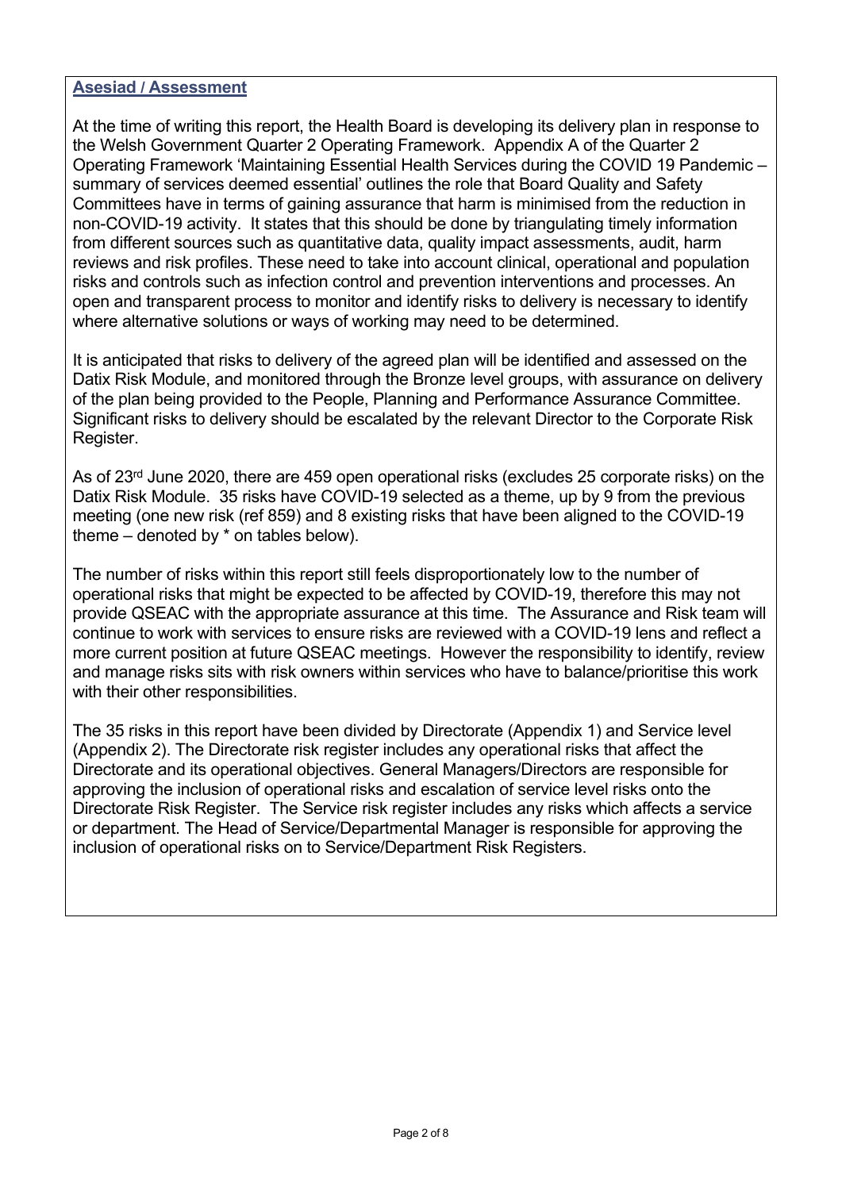## Asesiad / Assessment

At the time of writing this report, the Health Board is developing its delivery plan in response to the Welsh Government Quarter 2 Operating Framework. Appendix A of the Quarter 2 Operating Framework 'Maintaining Essential Health Services during the COVID 19 Pandemic – summary of services deemed essential' outlines the role that Board Quality and Safety Committees have in terms of gaining assurance that harm is minimised from the reduction in non-COVID-19 activity. It states that this should be done by triangulating timely information from different sources such as quantitative data, quality impact assessments, audit, harm reviews and risk profiles. These need to take into account clinical, operational and population risks and controls such as infection control and prevention interventions and processes. An open and transparent process to monitor and identify risks to delivery is necessary to identify where alternative solutions or ways of working may need to be determined.

It is anticipated that risks to delivery of the agreed plan will be identified and assessed on the Datix Risk Module, and monitored through the Bronze level groups, with assurance on delivery of the plan being provided to the People, Planning and Performance Assurance Committee. Significant risks to delivery should be escalated by the relevant Director to the Corporate Risk Register.

As of 23rd June 2020, there are 459 open operational risks (excludes 25 corporate risks) on the Datix Risk Module. 35 risks have COVID-19 selected as a theme, up by 9 from the previous meeting (one new risk (ref 859) and 8 existing risks that have been aligned to the COVID-19 theme – denoted by * on tables below).

The number of risks within this report still feels disproportionately low to the number of operational risks that might be expected to be affected by COVID-19, therefore this may not provide QSEAC with the appropriate assurance at this time. The Assurance and Risk team will continue to work with services to ensure risks are reviewed with a COVID-19 lens and reflect a more current position at future QSEAC meetings. However the responsibility to identify, review and manage risks sits with risk owners within services who have to balance/prioritise this work with their other responsibilities.

The 35 risks in this report have been divided by Directorate (Appendix 1) and Service level (Appendix 2). The Directorate risk register includes any operational risks that affect the Directorate and its operational objectives. General Managers/Directors are responsible for approving the inclusion of operational risks and escalation of service level risks onto the Directorate Risk Register. The Service risk register includes any risks which affects a service or department. The Head of Service/Departmental Manager is responsible for approving the inclusion of operational risks on to Service/Department Risk Registers.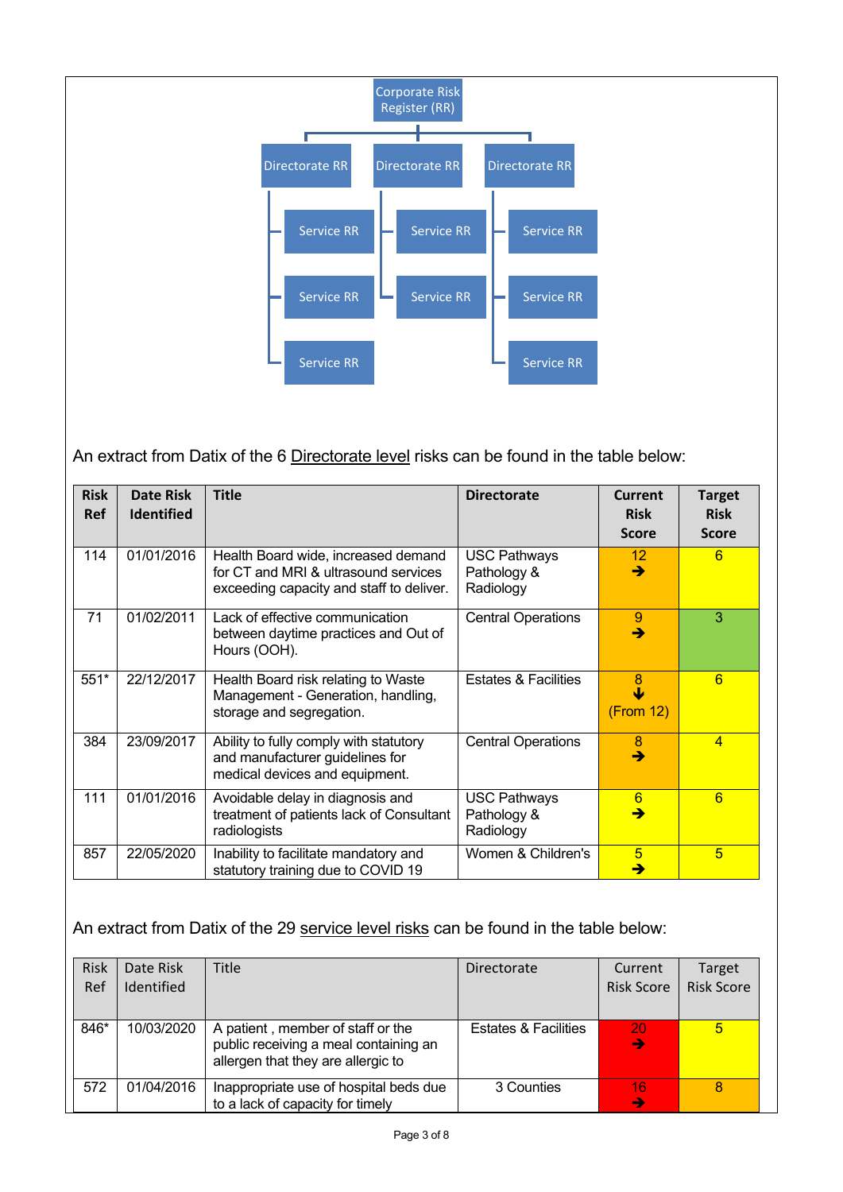Corporate Risk Register (RR)

- Directorate RR
  - Service RR
  - Service RR
  - Service RR
- Directorate RR
  - Service RR
  - Service RR
- Directorate RR
  - Service RR
  - Service RR
  - Service RR

An extract from Datix of the 6 Directorate level risks can be found in the table below:

| Risk Ref | Date Risk Identified | Title | Directorate | Current Risk Score | Target Risk Score |
|---|---|---|---|---|---|
| 114 | 01/01/2016 | Health Board wide, increased demand for CT and MRI & ultrasound services exceeding capacity and staff to deliver. | USC Pathways Pathology & Radiology | 12 ➔ | 6 |
| 71 | 01/02/2011 | Lack of effective communication between daytime practices and Out of Hours (OOH). | Central Operations | 9 ➔ | 3 |
| 551* | 22/12/2017 | Health Board risk relating to Waste Management - Generation, handling, storage and segregation. | Estates & Facilities | 8 ↓ (From 12) | 6 |
| 384 | 23/09/2017 | Ability to fully comply with statutory and manufacturer guidelines for medical devices and equipment. | Central Operations | 8 ➔ | 4 |
| 111 | 01/01/2016 | Avoidable delay in diagnosis and treatment of patients lack of Consultant radiologists | USC Pathways Pathology & Radiology | 6 ➔ | 6 |
| 857 | 22/05/2020 | Inability to facilitate mandatory and statutory training due to COVID 19 | Women & Children's | 5 ➔ | 5 |

An extract from Datix of the 29 service level risks can be found in the table below:

| Risk Ref | Date Risk Identified | Title | Directorate | Current Risk Score | Target Risk Score |
|---|---|---|---|---|---|
| 846* | 10/03/2020 | A patient , member of staff or the public receiving a meal containing an allergen that they are allergic to | Estates & Facilities | 20 ➔ | 5 |
| 572 | 01/04/2016 | Inappropriate use of hospital beds due to a lack of capacity for timely | 3 Counties | 16 ➔ | 8 |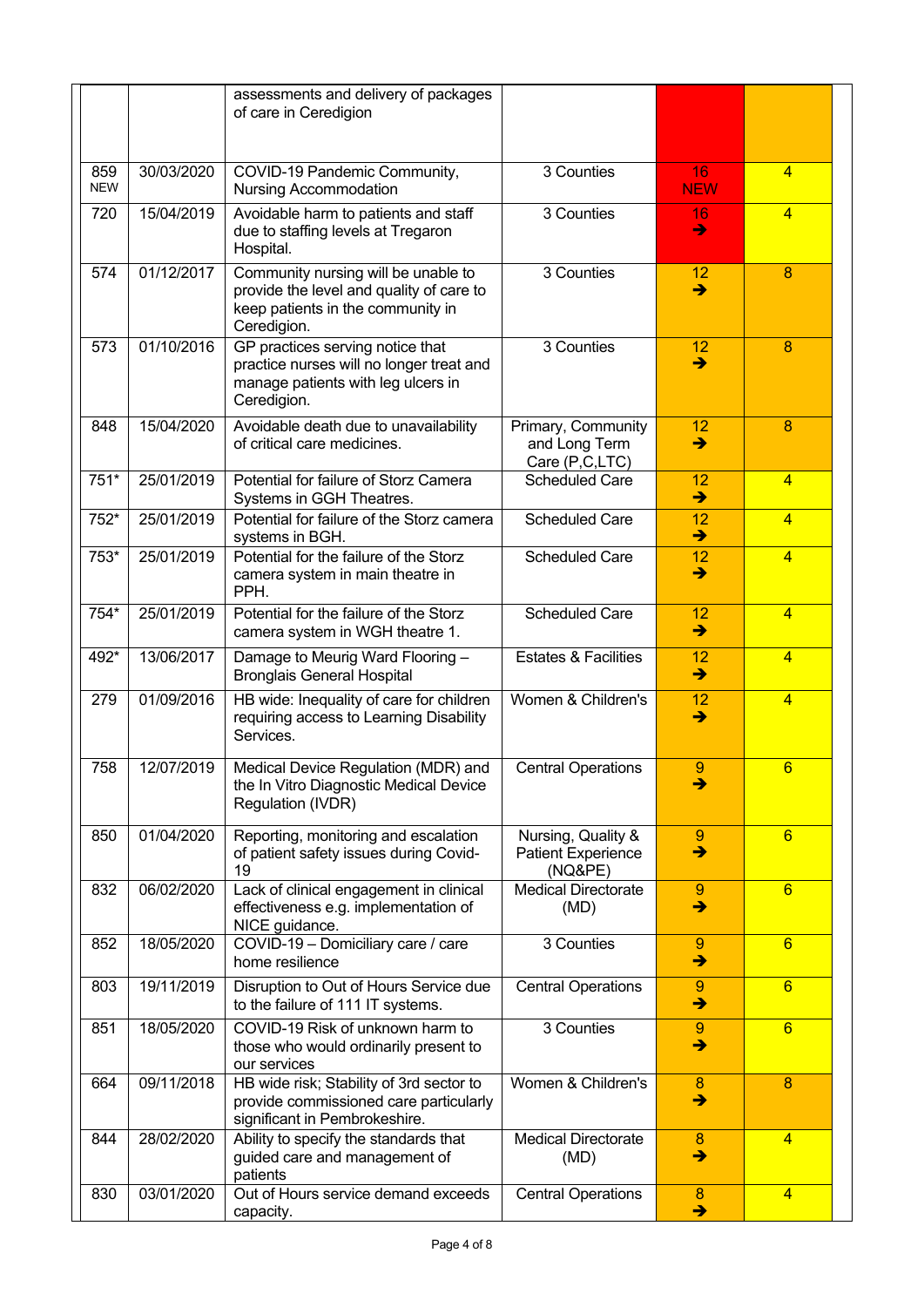| | | | | | |
|---|---|---|---|---|---|
| | | assessments and delivery of packages of care in Ceredigion | | | |
| 859 NEW | 30/03/2020 | COVID-19 Pandemic Community, Nursing Accommodation | 3 Counties | 16 NEW | 4 |
| 720 | 15/04/2019 | Avoidable harm to patients and staff due to staffing levels at Tregaron Hospital. | 3 Counties | 16 ➔ | 4 |
| 574 | 01/12/2017 | Community nursing will be unable to provide the level and quality of care to keep patients in the community in Ceredigion. | 3 Counties | 12 ➔ | 8 |
| 573 | 01/10/2016 | GP practices serving notice that practice nurses will no longer treat and manage patients with leg ulcers in Ceredigion. | 3 Counties | 12 ➔ | 8 |
| 848 | 15/04/2020 | Avoidable death due to unavailability of critical care medicines. | Primary, Community and Long Term Care (P,C,LTC) | 12 ➔ | 8 |
| 751* | 25/01/2019 | Potential for failure of Storz Camera Systems in GGH Theatres. | Scheduled Care | 12 ➔ | 4 |
| 752* | 25/01/2019 | Potential for failure of the Storz camera systems in BGH. | Scheduled Care | 12 ➔ | 4 |
| 753* | 25/01/2019 | Potential for the failure of the Storz camera system in main theatre in PPH. | Scheduled Care | 12 ➔ | 4 |
| 754* | 25/01/2019 | Potential for the failure of the Storz camera system in WGH theatre 1. | Scheduled Care | 12 ➔ | 4 |
| 492* | 13/06/2017 | Damage to Meurig Ward Flooring – Bronglais General Hospital | Estates & Facilities | 12 ➔ | 4 |
| 279 | 01/09/2016 | HB wide: Inequality of care for children requiring access to Learning Disability Services. | Women & Children's | 12 ➔ | 4 |
| 758 | 12/07/2019 | Medical Device Regulation (MDR) and the In Vitro Diagnostic Medical Device Regulation (IVDR) | Central Operations | 9 ➔ | 6 |
| 850 | 01/04/2020 | Reporting, monitoring and escalation of patient safety issues during Covid-19 | Nursing, Quality & Patient Experience (NQ&PE) | 9 ➔ | 6 |
| 832 | 06/02/2020 | Lack of clinical engagement in clinical effectiveness e.g. implementation of NICE guidance. | Medical Directorate (MD) | 9 ➔ | 6 |
| 852 | 18/05/2020 | COVID-19 – Domiciliary care / care home resilience | 3 Counties | 9 ➔ | 6 |
| 803 | 19/11/2019 | Disruption to Out of Hours Service due to the failure of 111 IT systems. | Central Operations | 9 ➔ | 6 |
| 851 | 18/05/2020 | COVID-19 Risk of unknown harm to those who would ordinarily present to our services | 3 Counties | 9 ➔ | 6 |
| 664 | 09/11/2018 | HB wide risk; Stability of 3rd sector to provide commissioned care particularly significant in Pembrokeshire. | Women & Children's | 8 ➔ | 8 |
| 844 | 28/02/2020 | Ability to specify the standards that guided care and management of patients | Medical Directorate (MD) | 8 ➔ | 4 |
| 830 | 03/01/2020 | Out of Hours service demand exceeds capacity. | Central Operations | 8 ➔ | 4 |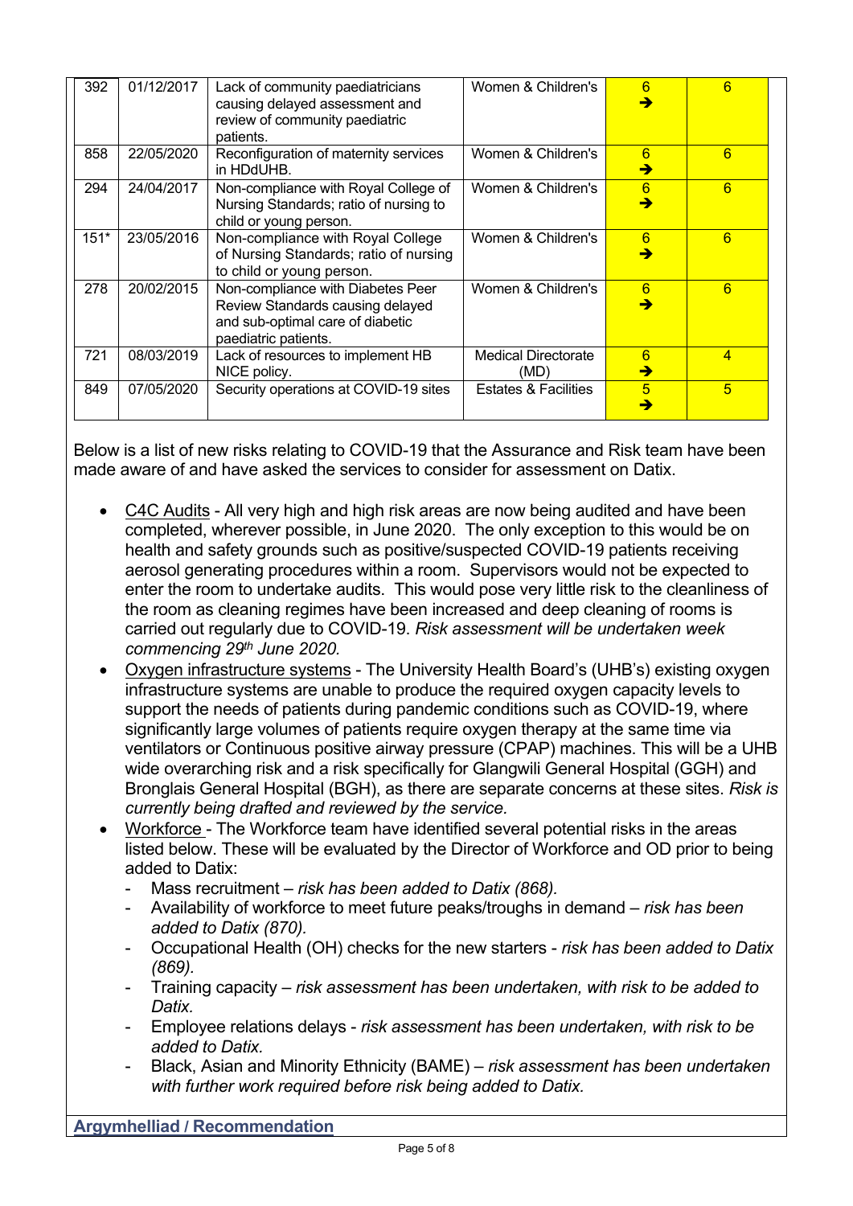| 392 | 01/12/2017 | Lack of community paediatricians causing delayed assessment and review of community paediatric patients. | Women & Children's | 6 ➔ | 6 |
|---|---|---|---|---|---|
| 858 | 22/05/2020 | Reconfiguration of maternity services in HDdUHB. | Women & Children's | 6 ➔ | 6 |
| 294 | 24/04/2017 | Non-compliance with Royal College of Nursing Standards; ratio of nursing to child or young person. | Women & Children's | 6 ➔ | 6 |
| 151* | 23/05/2016 | Non-compliance with Royal College of Nursing Standards; ratio of nursing to child or young person. | Women & Children's | 6 ➔ | 6 |
| 278 | 20/02/2015 | Non-compliance with Diabetes Peer Review Standards causing delayed and sub-optimal care of diabetic paediatric patients. | Women & Children's | 6 ➔ | 6 |
| 721 | 08/03/2019 | Lack of resources to implement HB NICE policy. | Medical Directorate (MD) | 6 ➔ | 4 |
| 849 | 07/05/2020 | Security operations at COVID-19 sites | Estates & Facilities | 5 ➔ | 5 |

Below is a list of new risks relating to COVID-19 that the Assurance and Risk team have been made aware of and have asked the services to consider for assessment on Datix.

- C4C Audits - All very high and high risk areas are now being audited and have been completed, wherever possible, in June 2020. The only exception to this would be on health and safety grounds such as positive/suspected COVID-19 patients receiving aerosol generating procedures within a room. Supervisors would not be expected to enter the room to undertake audits. This would pose very little risk to the cleanliness of the room as cleaning regimes have been increased and deep cleaning of rooms is carried out regularly due to COVID-19. *Risk assessment will be undertaken week commencing 29th June 2020.*
- Oxygen infrastructure systems - The University Health Board's (UHB's) existing oxygen infrastructure systems are unable to produce the required oxygen capacity levels to support the needs of patients during pandemic conditions such as COVID-19, where significantly large volumes of patients require oxygen therapy at the same time via ventilators or Continuous positive airway pressure (CPAP) machines. This will be a UHB wide overarching risk and a risk specifically for Glangwili General Hospital (GGH) and Bronglais General Hospital (BGH), as there are separate concerns at these sites. *Risk is currently being drafted and reviewed by the service.*
- Workforce - The Workforce team have identified several potential risks in the areas listed below. These will be evaluated by the Director of Workforce and OD prior to being added to Datix:
  - Mass recruitment – *risk has been added to Datix (868).*
  - Availability of workforce to meet future peaks/troughs in demand – *risk has been added to Datix (870).*
  - Occupational Health (OH) checks for the new starters - *risk has been added to Datix (869).*
  - Training capacity – *risk assessment has been undertaken, with risk to be added to Datix.*
  - Employee relations delays - *risk assessment has been undertaken, with risk to be added to Datix.*
  - Black, Asian and Minority Ethnicity (BAME) – *risk assessment has been undertaken with further work required before risk being added to Datix.*

**Argymhelliad / Recommendation**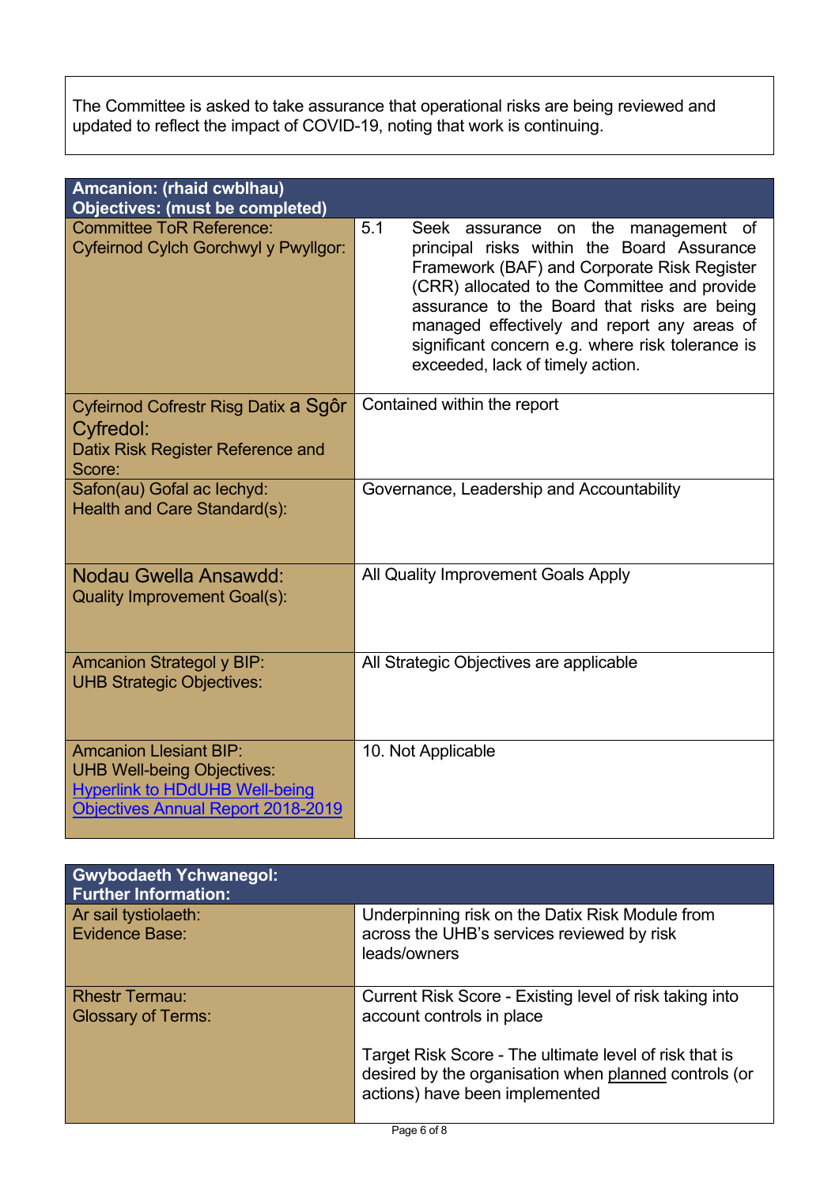The Committee is asked to take assurance that operational risks are being reviewed and updated to reflect the impact of COVID-19, noting that work is continuing.

| **Amcanion: (rhaid cwblhau)<br>Objectives: (must be completed)** | |
|---|---|
| Committee ToR Reference:<br>Cyfeirnod Cylch Gorchwyl y Pwyllgor: | 5.1 Seek assurance on the management of principal risks within the Board Assurance Framework (BAF) and Corporate Risk Register (CRR) allocated to the Committee and provide assurance to the Board that risks are being managed effectively and report any areas of significant concern e.g. where risk tolerance is exceeded, lack of timely action. |
| Cyfeirnod Cofrestr Risg Datix a Sgôr Cyfredol:<br>Datix Risk Register Reference and Score: | Contained within the report |
| Safon(au) Gofal ac Iechyd:<br>Health and Care Standard(s): | Governance, Leadership and Accountability |
| Nodau Gwella Ansawdd:<br>Quality Improvement Goal(s): | All Quality Improvement Goals Apply |
| Amcanion Strategol y BIP:<br>UHB Strategic Objectives: | All Strategic Objectives are applicable |
| Amcanion Llesiant BIP:<br>UHB Well-being Objectives:<br>Hyperlink to HDdUHB Well-being Objectives Annual Report 2018-2019 | 10. Not Applicable |

| **Gwybodaeth Ychwanegol:<br>Further Information:** | |
|---|---|
| Ar sail tystiolaeth:<br>Evidence Base: | Underpinning risk on the Datix Risk Module from across the UHB's services reviewed by risk leads/owners |
| Rhestr Termau:<br>Glossary of Terms: | Current Risk Score - Existing level of risk taking into account controls in place<br><br>Target Risk Score - The ultimate level of risk that is desired by the organisation when planned controls (or actions) have been implemented |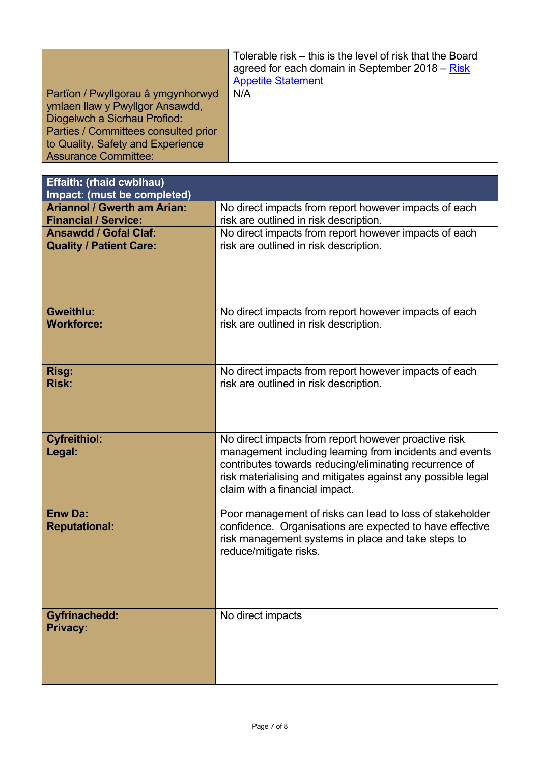| | |
|---|---|
| | Tolerable risk – this is the level of risk that the Board agreed for each domain in September 2018 – [Risk Appetite Statement](Risk Appetite Statement) |
| Partïon / Pwyllgorau â ymgynhorwyd ymlaen llaw y Pwyllgor Ansawdd, Diogelwch a Sicrhau Profiod: Parties / Committees consulted prior to Quality, Safety and Experience Assurance Committee: | N/A |

| **Effaith: (rhaid cwblhau)**<br>**Impact: (must be completed)** | |
|---|---|
| **Ariannol / Gwerth am Arian: Financial / Service:** | No direct impacts from report however impacts of each risk are outlined in risk description. |
| **Ansawdd / Gofal Claf: Quality / Patient Care:** | No direct impacts from report however impacts of each risk are outlined in risk description. |
| **Gweithlu: Workforce:** | No direct impacts from report however impacts of each risk are outlined in risk description. |
| **Risg: Risk:** | No direct impacts from report however impacts of each risk are outlined in risk description. |
| **Cyfreithiol: Legal:** | No direct impacts from report however proactive risk management including learning from incidents and events contributes towards reducing/eliminating recurrence of risk materialising and mitigates against any possible legal claim with a financial impact. |
| **Enw Da: Reputational:** | Poor management of risks can lead to loss of stakeholder confidence. Organisations are expected to have effective risk management systems in place and take steps to reduce/mitigate risks. |
| **Gyfrinachedd: Privacy:** | No direct impacts |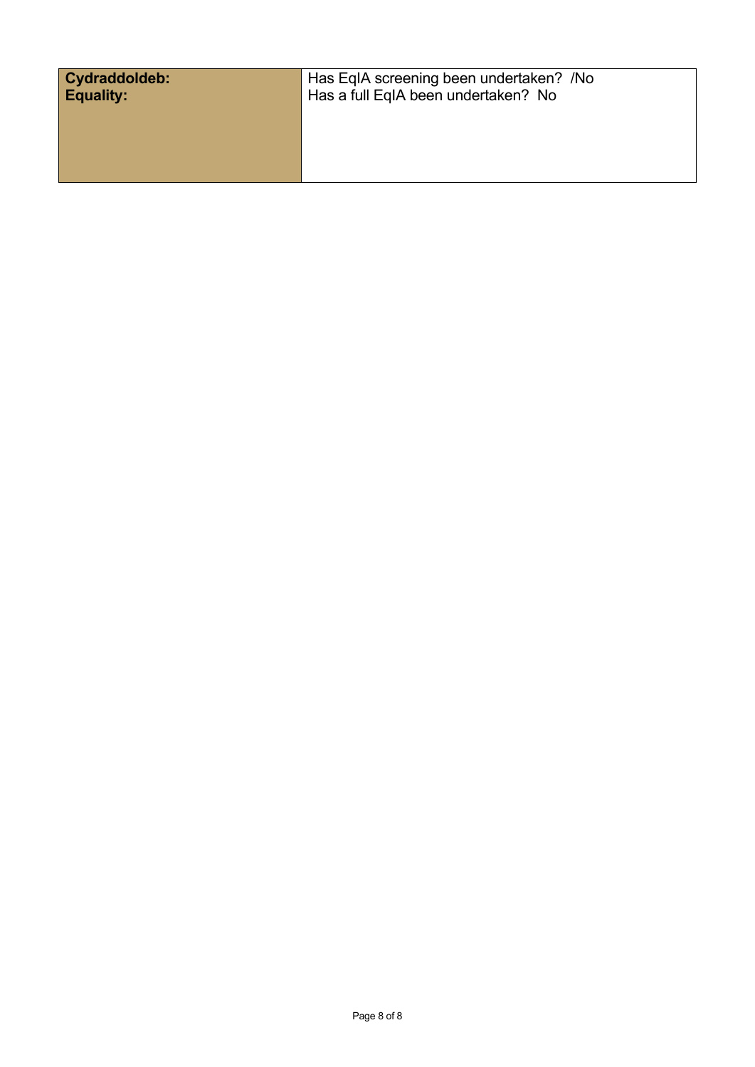| **Cydraddoldeb:** **Equality:** | Has EqIA screening been undertaken? /No<br>Has a full EqIA been undertaken? No |
| --- | --- |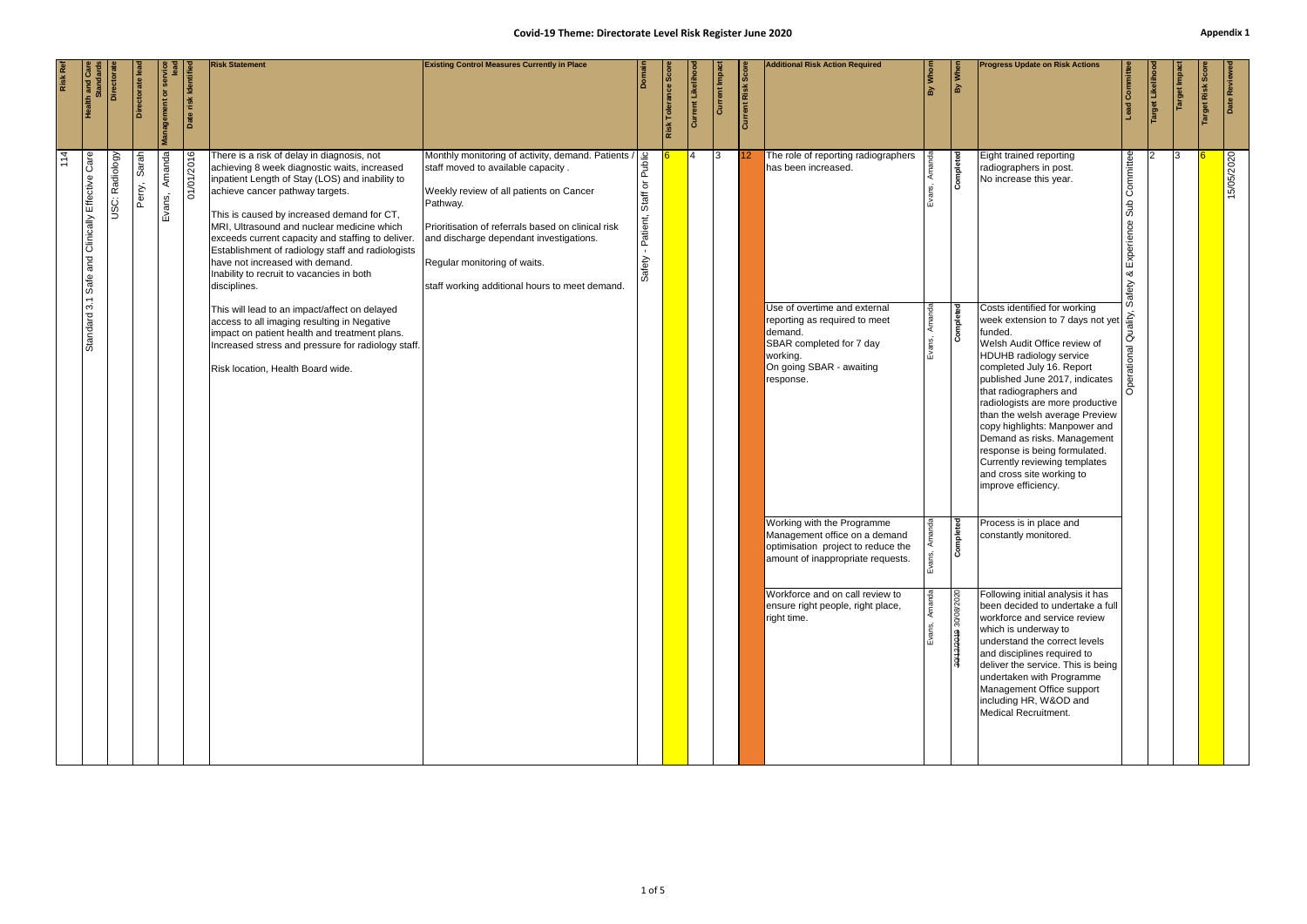# Covid-19 Theme: Directorate Level Risk Register June 2020

Appendix 1

| Risk Ref | Health and Care Standards | Directorate | Directorate lead | Management or service lead | Date risk identified | Risk Statement | Existing Control Measures Currently in Place | Domain | Risk Tolerance Score | Current Likelihood | Current Impact | Current Risk Score | Additional Risk Action Required | By Whom | By When | Progress Update on Risk Actions | Lead Committee | Target Likelihood | Target Impact | Target Risk Score | Date Reviewed |
|---|---|---|---|---|---|---|---|---|---|---|---|---|---|---|---|---|---|---|---|---|---|
| 114 | Standard 3.1 Safe and Clinically Effective Care | USC: Radiology | Perry, Sarah | Evans, Amanda | 01/01/2016 | There is a risk of delay in diagnosis, not achieving 8 week diagnostic waits, increased inpatient Length of Stay (LOS) and inability to achieve cancer pathway targets.<br><br>This is caused by increased demand for CT, MRI, Ultrasound and nuclear medicine which exceeds current capacity and staffing to deliver. Establishment of radiology staff and radiologists have not increased with demand. Inability to recruit to vacancies in both disciplines.<br><br>This will lead to an impact/affect on delayed access to all imaging resulting in Negative impact on patient health and treatment plans. Increased stress and pressure for radiology staff.<br><br>Risk location, Health Board wide. | Monthly monitoring of activity, demand. Patients / staff moved to available capacity .<br><br>Weekly review of all patients on Cancer Pathway.<br><br>Prioritisation of referrals based on clinical risk and discharge dependant investigations.<br><br>Regular monitoring of waits.<br><br>staff working additional hours to meet demand. | Safety - Patient, Staff or Public | 6 | 4 | 3 | 12 | The role of reporting radiographers has been increased. | Evans, Amanda | Completed | Eight trained reporting radiographers in post. No increase this year. | Operational Quality, Safety & Experience Sub Committee | 2 | 3 | 6 | 15/05/2020 |
| | | | | | | | | | | | | | Use of overtime and external reporting as required to meet demand.<br>SBAR completed for 7 day working.<br>On going SBAR - awaiting response. | Evans, Amanda | Completed | Costs identified for working week extension to 7 days not yet funded.<br>Welsh Audit Office review of HDUHB radiology service completed July 16. Report published June 2017, indicates that radiographers and radiologists are more productive than the welsh average Preview copy highlights: Manpower and Demand as risks. Management response is being formulated. Currently reviewing templates and cross site working to improve efficiency. | | | | | |
| | | | | | | | | | | | | | Working with the Programme Management office on a demand optimisation project to reduce the amount of inappropriate requests. | Evans, Amanda | Completed | Process is in place and constantly monitored. | | | | | |
| | | | | | | | | | | | | | Workforce and on call review to ensure right people, right place, right time. | Evans, Amanda | ~~30/12/2019~~ 30/08/2020 | Following initial analysis it has been decided to undertake a full workforce and service review which is underway to understand the correct levels and disciplines required to deliver the service. This is being undertaken with Programme Management Office support including HR, W&OD and Medical Recruitment. | | | | | |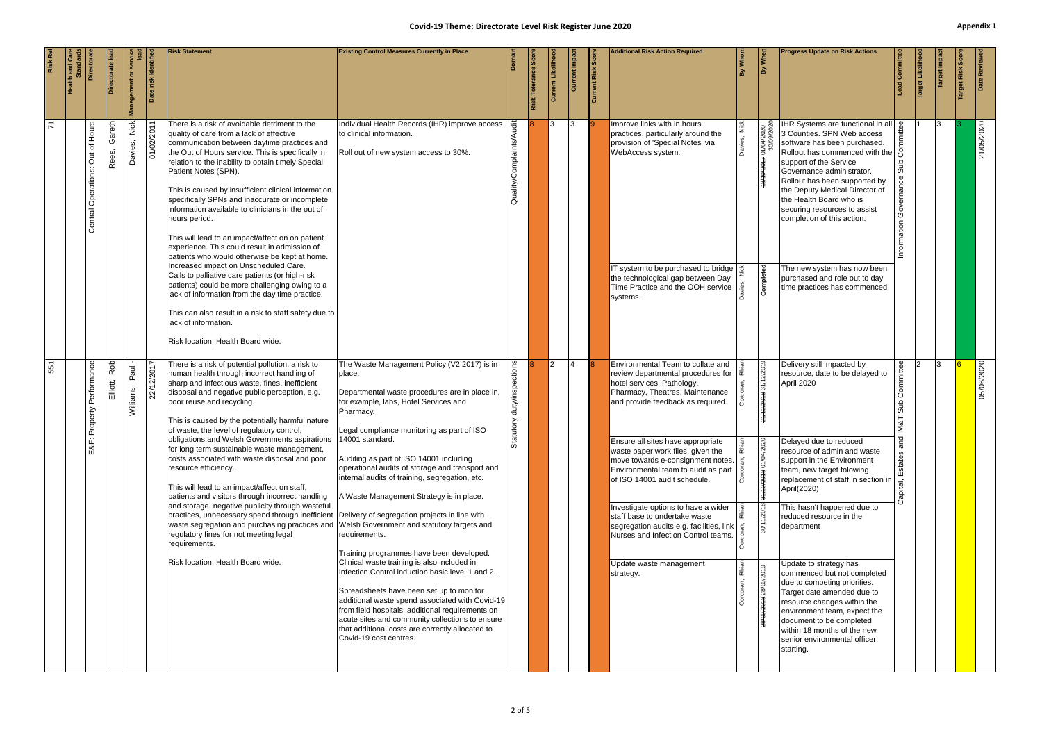# Covid-19 Theme: Directorate Level Risk Register June 2020

Appendix 1

| Risk Ref | Health and Care Standards | Directorate | Directorate lead | Management or service lead | Date risk identified | Risk Statement | Existing Control Measures Currently in Place | Domain | Risk Tolerance Score | Current Likelihood | Current Impact | Current Risk Score | Additional Risk Action Required | By Whom | By When | Progress Update on Risk Actions | Lead Committee | Target Likelihood | Target Impact | Target Risk Score | Date Reviewed |
|---|---|---|---|---|---|---|---|---|---|---|---|---|---|---|---|---|---|---|---|---|---|
| 71 | | Central Operations: Out of Hours | Rees, Gareth | Davies, Nick | 01/02/2011 | There is a risk of avoidable detriment to the quality of care from a lack of effective communication between daytime practices and the Out of Hours service. This is specifically in relation to the inability to obtain timely Special Patient Notes (SPN).<br><br>This is caused by insufficient clinical information specifically SPNs and inaccurate or incomplete information available to clinicians in the out of hours period.<br><br>This will lead to an impact/affect on on patient experience. This could result in admission of patients who would otherwise be kept at home. Increased impact on Unscheduled Care. Calls to palliative care patients (or high-risk patients) could be more challenging owing to a lack of information from the day time practice.<br><br>This can also result in a risk to staff safety due to lack of information.<br><br>Risk location, Health Board wide. | Individual Health Records (IHR) improve access to clinical information.<br><br>Roll out of new system access to 30%. | Quality/Complaints/Audit | 8 | 3 | 3 | 9 | Improve links with in hours practices, particularly around the provision of 'Special Notes' via WebAccess system. | Davies, Nick | ~~18/10/2017~~ 01/04/2020 30/09/2020 | IHR Systems are functional in all 3 Counties. SPN Web access software has been purchased. Rollout has commenced with the support of the Service Governance administrator. Rollout has been supported by the Deputy Medical Director of the Health Board who is securing resources to assist completion of this action. | Information Governance Sub Committee | 1 | 3 | 3 | 21/05/2020 |
| | | | | | | | | | | | | | IT system to be purchased to bridge the technological gap between Day Time Practice and the OOH service systems. | Davies, Nick | Completed | The new system has now been purchased and role out to day time practices has commenced. | | | | | |
| 551 | | E&F: Property Performance | Elliott, Rob | Williams, Paul - | 22/12/2017 | There is a risk of potential pollution, a risk to human health through incorrect handling of sharp and infectious waste, fines, inefficient disposal and negative public perception, e.g. poor reuse and recycling.<br><br>This is caused by the potentially harmful nature of waste, the level of regulatory control, obligations and Welsh Governments aspirations for long term sustainable waste management, costs associated with waste disposal and poor resource efficiency.<br><br>This will lead to an impact/affect on staff, patients and visitors through incorrect handling and storage, negative publicity through wasteful practices, unnecessary spend through inefficient waste segregation and purchasing practices and regulatory fines for not meeting legal requirements.<br><br>Risk location, Health Board wide. | The Waste Management Policy (V2 2017) is in place.<br><br>Departmental waste procedures are in place in, for example, labs, Hotel Services and Pharmacy.<br><br>Legal compliance monitoring as part of ISO 14001 standard.<br><br>Auditing as part of ISO 14001 including operational audits of storage and transport and internal audits of training, segregation, etc.<br><br>A Waste Management Strategy is in place.<br><br>Delivery of segregation projects in line with Welsh Government and statutory targets and requirements.<br><br>Training programmes have been developed. Clinical waste training is also included in Infection Control induction basic level 1 and 2.<br><br>Spreadsheets have been set up to monitor additional waste spend associated with Covid-19 from field hospitals, additional requirements on acute sites and community collections to ensure that additional costs are correctly allocated to Covid-19 cost centres. | Statutory duty/inspections | 8 | 2 | 4 | 8 | Environmental Team to collate and review departmental procedures for hotel services, Pathology, Pharmacy, Theatres, Maintenance and provide feedback as required. | Corcoran, Rhian | ~~21/12/2018~~ 31/12/2019 | Delivery still impacted by resource, date to be delayed to April 2020 | Capital, Estates and IM&T Sub Committee | 2 | 3 | 6 | 05/06/2020 |
| | | | | | | | | | | | | | Ensure all sites have appropriate waste paper work files, given the move towards e-consignment notes. Environmental team to audit as part of ISO 14001 audit schedule. | Corcoran, Rhian | ~~21/12/2018~~ 01/04/2020 | Delayed due to reduced resource of admin and waste support in the Environment team, new target folowing replacement of staff in section in April(2020) | | | | | |
| | | | | | | | | | | | | | Investigate options to have a wider staff base to undertake waste segregation audits e.g. facilities, link Nurses and Infection Control teams. | Corcoran, Rhian | 30/11/2018 | This hasn't happened due to reduced resource in the department | | | | | |
| | | | | | | | | | | | | | Update waste management strategy. | Corcoran, Rhian | ~~28/09/2018~~ 28/09/2019 | Update to strategy has commenced but not completed due to competing priorities. Target date amended due to resource changes within the environment team, expect the document to be completed within 18 months of the new senior environmental officer starting. | | | | | |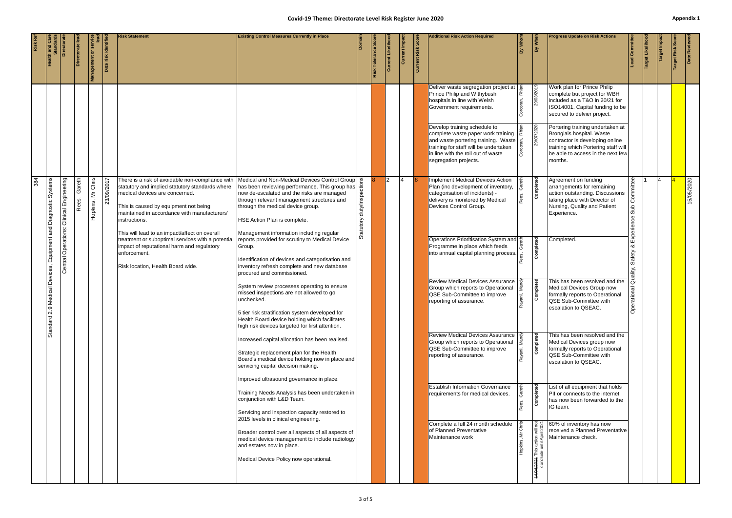# Covid-19 Theme: Directorate Level Risk Register June 2020

Appendix 1

| Risk Ref | Health and Care Standards | Directorate | Directorate lead | Management or service lead | Date risk identified | Risk Statement | Existing Control Measures Currently in Place | Domain | Risk Tolerance Score | Current Likelihood | Current Impact | Current Risk Score | Additional Risk Action Required | By Whom | By When | Progress Update on Risk Actions | Lead Committee | Target Likelihood | Target Impact | Target Risk Score | Date Reviewed |
|---|---|---|---|---|---|---|---|---|---|---|---|---|---|---|---|---|---|---|---|---|---|
| | | | | | | | | | | | | | Deliver waste segregation project at Prince Philip and Withybush hospitals in line with Welsh Government requirements. | Corcoran, Rhian | 29/03/2019 | Work plan for Prince Philip complete but project for WBH included as a T&O in 20/21 for ISO14001. Capital funding to be secured to delvier project. | | | | | |
| | | | | | | | | | | | | | Develop training schedule to complete waste paper work training and waste portering training. Waste training for staff will be undertaken in line with the roll out of waste segregation projects. | Corcoran, Rhian | 29/07/2020 | Portering training undertaken at Bronglais hospital. Waste contractor is developing online training which Portering staff will be able to access in the next few months. | | | | | |
| 384 | Standard 2.9 Medical Devices, Equipment and Diagnostic Systems | Central Operations: Clinical Engineering | Rees, Gareth | Hopkins, Mr Chris | 23/09/2017 | There is a risk of avoidable non-compliance with statutory and implied statutory standards where medical devices are concerned.<br><br>This is caused by equipment not being maintained in accordance with manufacturers' instructions.<br><br>This will lead to an impact/affect on overall treatment or suboptimal services with a potential impact of reputational harm and regulatory enforcement.<br><br>Risk location, Health Board wide. | Medical and Non-Medical Devices Control Group has been reviewing performance. This group has now de-escalated and the risks are managed through relevant management structures and through the medical device group.<br><br>HSE Action Plan is complete.<br><br>Management information including regular reports provided for scrutiny to Medical Device Group.<br><br>Identification of devices and categorisation and inventory refresh complete and new database procured and commissioned.<br><br>System review processes operating to ensure missed inspections are not allowed to go unchecked.<br><br>5 tier risk stratification system developed for Health Board device holding which facilitates high risk devices targeted for first attention.<br><br>Increased capital allocation has been realised.<br><br>Strategic replacement plan for the Health Board's medical device holding now in place and servicing capital decision making.<br><br>Improved ultrasound governance in place.<br><br>Training Needs Analysis has been undertaken in conjunction with L&D Team.<br><br>Servicing and inspection capacity restored to 2015 levels in clinical engineering.<br><br>Broader control over all aspects of all aspects of medical device management to include radiology and estates now in place.<br><br>Medical Device Policy now operational. | Statutory duty/inspections | 8 | 2 | 4 | 8 | Implement Medical Devices Action Plan (inc development of inventory, categorisation of incidents) - delivery is monitored by Medical Devices Control Group. | Rees, Gareth | Completed | Agreement on funding arrangements for remaining action outstanding. Discussions taking place with Director of Nursing, Quality and Patient Experience. | Operational Quality, Safety & Experience Sub Committee | 1 | 4 | 4 | 15/05/2020 |
| | | | | | | | | | | | | | Operations Prioritisation System and Programme in place which feeds into annual capital planning process. | Rees, Gareth | Completed | Completed. | | | | | |
| | | | | | | | | | | | | | Review Medical Devices Assurance Group which reports to Operational QSE Sub-Committee to improve reporting of assurance. | Rayani, Mandy | Completed | This has been resolved and the Medical Devices Group now formally reports to Operational QSE Sub-Committee with escalation to QSEAC. | | | | | |
| | | | | | | | | | | | | | Review Medical Devices Assurance Group which reports to Operational QSE Sub-Committee to improve reporting of assurance. | Rayani, Mandy | Completed | This has been resolved and the Medical Devices group now formally reports to Operational QSE Sub-Committee with escalation to QSEAC. | | | | | |
| | | | | | | | | | | | | | Establish Information Governance requirements for medical devices. | Rees, Gareth | Completed | List of all equipment that holds PII or connects to the internet has now been forwarded to the IG team. | | | | | |
| | | | | | | | | | | | | | Complete a full 24 month schedule of Planned Preventative Maintenance work | Hopkins, Mr Chris | ~~11/04/2021~~ This action will not conclude until April 2021 | 60% of inventory has now received a Planned Preventative Maintenance check. | | | | | |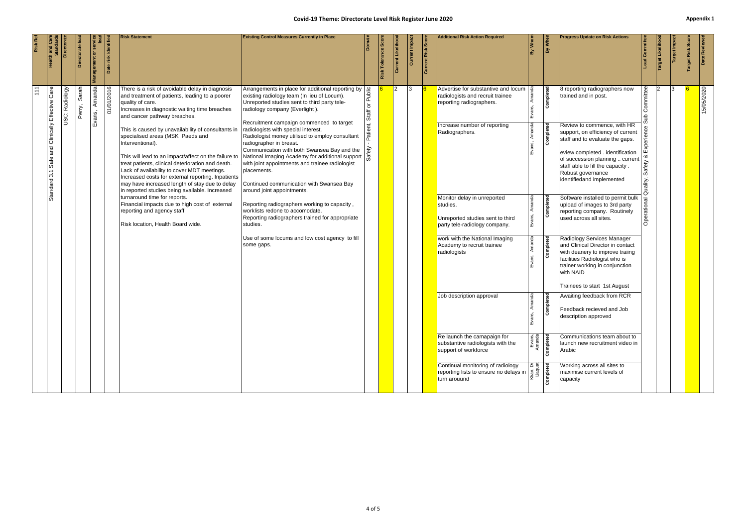# Covid-19 Theme: Directorate Level Risk Register June 2020

Appendix 1

| Risk Ref | Health and Care Standards | Directorate | Directorate lead | Management or service lead | Date risk identified | Risk Statement | Existing Control Measures Currently in Place | Domain | Risk Tolerance Score | Current Likelihood | Current Impact | Current Risk Score | Additional Risk Action Required | By Whom | By When | Progress Update on Risk Actions | Lead Committee | Target Likelihood | Target Impact | Target Risk Score | Date Reviewed |
|---|---|---|---|---|---|---|---|---|---|---|---|---|---|---|---|---|---|---|---|---|---|
| 111 | Standard 3.1 Safe and Clinically Effective Care | USC: Radiology | Perry, Sarah | Evans, Amanda | 01/01/2016 | There is a risk of avoidable delay in diagnosis and treatment of patients, leading to a poorer quality of care. Increases in diagnostic waiting time breaches and cancer pathway breaches.<br><br>This is caused by unavailability of consultants in specialised areas (MSK Paeds and Interventional).<br><br>This will lead to an impact/affect on the failure to treat patients, clinical deterioration and death. Lack of availability to cover MDT meetings. Increased costs for external reporting. Inpatients may have increased length of stay due to delay in reported studies being available. Increased turnaround time for reports. Financial impacts due to high cost of external reporting and agency staff<br><br>Risk location, Health Board wide. | Arrangements in place for additional reporting by existing radiology team (In lieu of Locum). Unreported studies sent to third party tele-radiology company (Everlight ).<br><br>Recruitment campaign commenced to target radiologists with special interest. Radiologist money utilised to employ consultant radiographer in breast. Communication with both Swansea Bay and the National Imaging Academy for additional support with joint appointments and trainee radiologist placements.<br><br>Continued communication with Swansea Bay around joint appointments.<br><br>Reporting radiographers working to capacity , worklists redone to accomodate. Reporting radiographers trained for appropriate studies.<br><br>Use of some locums and low cost agency to fill some gaps. | Safety - Patient, Staff or Public | 6 | 2 | 3 | 6 | Advertise for substantive and locum radiologists and recruit trainee reporting radiographers. | Evans, Amanda | Completed | 8 reporting radiographers now trained and in post. | Operational Quality, Safety & Experience Sub Committee | 2 | 3 | 6 | 15/05/2020 |
| | | | | | | | | | | | | | Increase number of reporting Radiographers. | Evans, Amanda | Completed | Review to commence, with HR support, on efficiency of current staff and to evaluate the gaps.<br><br>eview completed . identification of succession planning .. current staff able to fill the capacity . Robust governance identifiedand implemented | | | | | |
| | | | | | | | | | | | | | Monitor delay in unreported studies.<br><br>Unreported studies sent to third party tele-radiology company. | Evans, Amanda | Completed | Software installed to permit bulk upload of images to 3rd party reporting company. Routinely used across all sites. | | | | | |
| | | | | | | | | | | | | | work with the National Imaging Academy to recruit trainee radiologists | Evans, Amanda | Completed | Radiology Services Manager and Clinical Director in contact with deanery to improve traiing facilities Radiologist who is trainer working in conjunction with NAID<br><br>Trainees to start 1st August | | | | | |
| | | | | | | | | | | | | | Job description approval | Evans, Amanda | Completed | Awaiting feedback from RCR<br><br>Feedback recieved and Job description approved | | | | | |
| | | | | | | | | | | | | | Re launch the camapaign for substantive radiologists with the support of workforce | Evans, Amanda | Completed | Communications team about to launch new recruitment video in Arabic | | | | | |
| | | | | | | | | | | | | | Continual monitoring of radiology reporting lists to ensure no delays in turn arouund | Khan, Dr Liaquat | Completed | Working across all sites to maximise current levels of capacity | | | | | |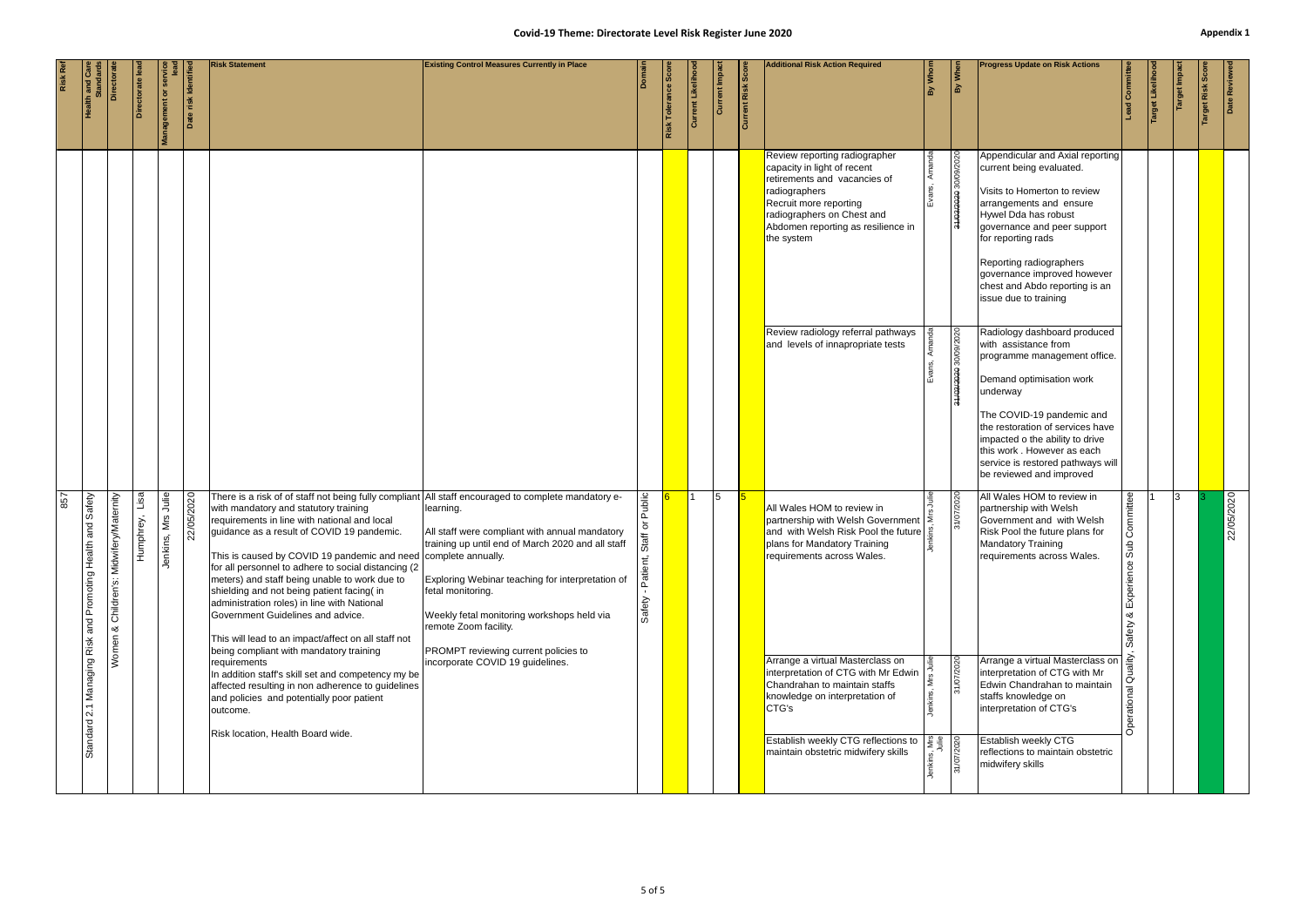# Covid-19 Theme: Directorate Level Risk Register June 2020

Appendix 1

| Risk Ref | Health and Care Standards | Directorate | Directorate lead | Management or service lead | Date risk identified | Risk Statement | Existing Control Measures Currently in Place | Domain | Risk Tolerance Score | Current Likelihood | Current Impact | Current Risk Score | Additional Risk Action Required | By Whom | By When | Progress Update on Risk Actions | Lead Committee | Target Likelihood | Target Impact | Target Risk Score | Date Reviewed |
|---|---|---|---|---|---|---|---|---|---|---|---|---|---|---|---|---|---|---|---|---|---|
| | | | | | | | | | | | | | Review reporting radiographer capacity in light of recent retirements and vacancies of radiographers<br>Recruit more reporting radiographers on Chest and Abdomen reporting as resilience in the system | Evans, Amanda | ~~31/03/2020~~ 30/09/2020 | Appendicular and Axial reporting current being evaluated.<br><br>Visits to Homerton to review arrangements and ensure Hywel Dda has robust governance and peer support for reporting rads<br><br>Reporting radiographers governance improved however chest and Abdo reporting is an issue due to training | | | | | |
| | | | | | | | | | | | | | Review radiology referral pathways and levels of innapropriate tests | Evans, Amanda | ~~31/03/2020~~ 30/09/2020 | Radiology dashboard produced with assistance from programme management office.<br><br>Demand optimisation work underway<br><br>The COVID-19 pandemic and the restoration of services have impacted o the ability to drive this work . However as each service is restored pathways will be reviewed and improved | | | | | |
| 857 | Standard 2.1 Managing Risk and Promoting Health and Safety | Women & Children's: Midwifery/Maternity | Humphrey, Lisa | Jenkins, Mrs Julie | 22/05/2020 | There is a risk of of staff not being fully compliant with mandatory and statutory training requirements in line with national and local guidance as a result of COVID 19 pandemic.<br><br>This is caused by COVID 19 pandemic and need for all personnel to adhere to social distancing (2 meters) and staff being unable to work due to shielding and not being patient facing( in administration roles) in line with National Government Guidelines and advice.<br><br>This will lead to an impact/affect on all staff not being compliant with mandatory training requirements<br>In addition staff's skill set and competency my be affected resulting in non adherence to guidelines and policies and potentially poor patient outcome.<br><br>Risk location, Health Board wide. | All staff encouraged to complete mandatory e-learning.<br><br>All staff were compliant with annual mandatory training up until end of March 2020 and all staff complete annually.<br><br>Exploring Webinar teaching for interpretation of fetal monitoring.<br><br>Weekly fetal monitoring workshops held via remote Zoom facility.<br><br>PROMPT reviewing current policies to incorporate COVID 19 guidelines. | Safety - Patient, Staff or Public | 6 | 1 | 5 | 5 | All Wales HOM to review in partnership with Welsh Government and with Welsh Risk Pool the future plans for Mandatory Training requirements across Wales. | Jenkins, Mrs Julie | 31/07/2020 | All Wales HOM to review in partnership with Welsh Government and with Welsh Risk Pool the future plans for Mandatory Training requirements across Wales. | Operational Quality, Safety & Experience Sub Committee | 1 | 3 | 3 | 22/05/2020 |
| | | | | | | | | | | | | | Arrange a virtual Masterclass on interpretation of CTG with Mr Edwin Chandrahan to maintain staffs knowledge on interpretation of CTG's | Jenkins, Mrs Julie | 31/07/2020 | Arrange a virtual Masterclass on interpretation of CTG with Mr Edwin Chandrahan to maintain staffs knowledge on interpretation of CTG's | | | | | |
| | | | | | | | | | | | | | Establish weekly CTG reflections to maintain obstetric midwifery skills | Jenkins, Mrs Julie | 31/07/2020 | Establish weekly CTG reflections to maintain obstetric midwifery skills | | | | | |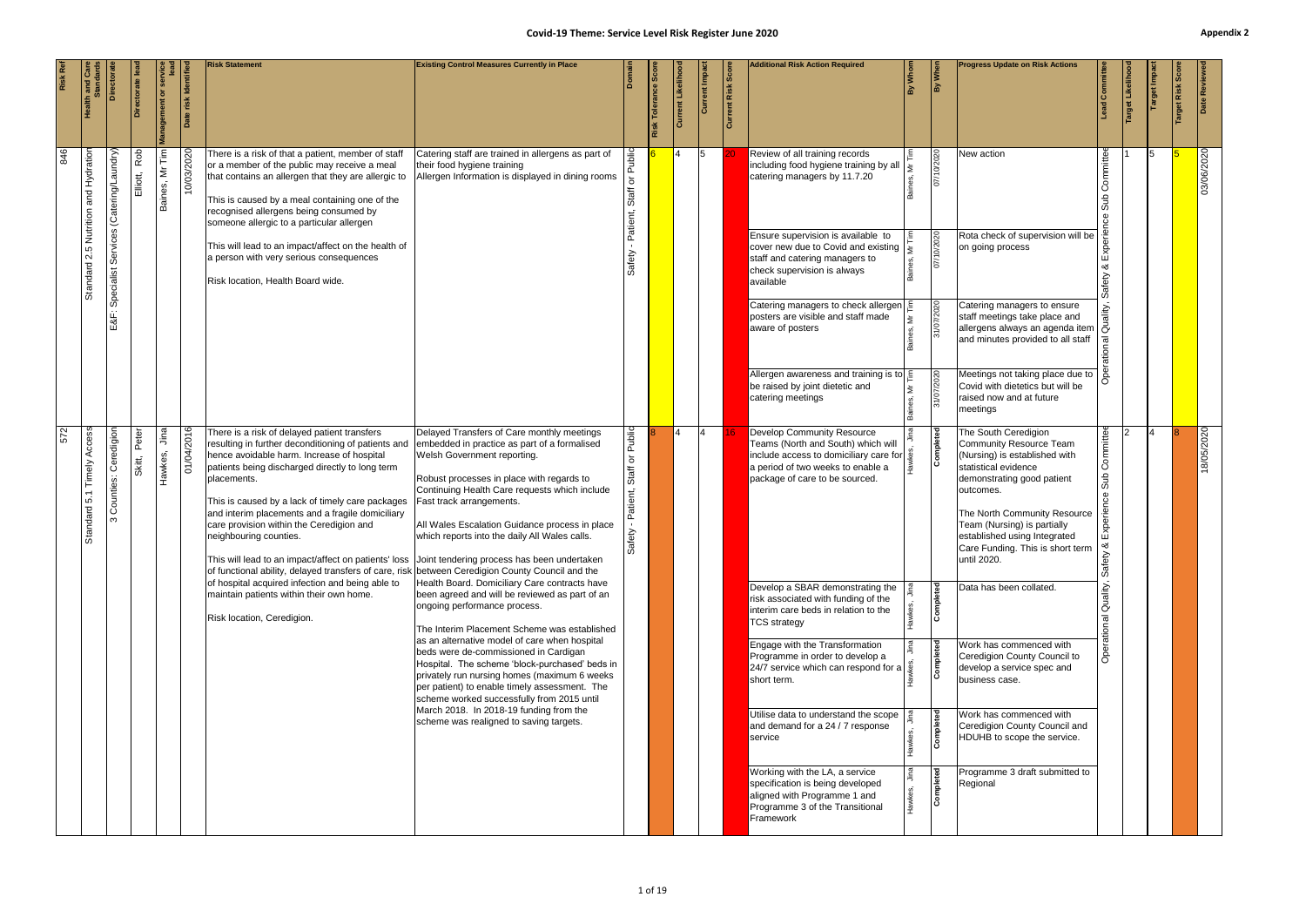# Covid-19 Theme: Service Level Risk Register June 2020

Appendix 2

| Risk Ref | Health and Care Standards | Directorate | Directorate lead | Management or service lead | Date risk identified | Risk Statement | Existing Control Measures Currently in Place | Domain | Risk Tolerance Score | Current Likelihood | Current Impact | Current Risk Score | Additional Risk Action Required | By Whom | By When | Progress Update on Risk Actions | Lead Committee | Target Likelihood | Target Impact | Target Risk Score | Date Reviewed |
|---|---|---|---|---|---|---|---|---|---|---|---|---|---|---|---|---|---|---|---|---|---|
| 846 | Standard 2.5 Nutrition and Hydration | E&F: Specialist Services (Catering/Laundry) | Elliott, Rob | Baines, Mr Tim | 10/03/2020 | There is a risk of that a patient, member of staff or a member of the public may receive a meal that contains an allergen that they are allergic to<br><br>This is caused by a meal containing one of the recognised allergens being consumed by someone allergic to a particular allergen<br><br>This will lead to an impact/affect on the health of a person with very serious consequences<br><br>Risk location, Health Board wide. | Catering staff are trained in allergens as part of their food hygiene training<br>Allergen Information is displayed in dining rooms | Safety - Patient, Staff or Public | 6 | 4 | 5 | 20 | Review of all training records including food hygiene training by all catering managers by 11.7.20 | Baines, Mr Tim | 07/10/2020 | New action | Operational Quality, Safety & Experience Sub Committee | 1 | 5 | 5 | 03/06/2020 |
| | | | | | | | | | | | | | Ensure supervision is available to cover new due to Covid and existing staff and catering managers to check supervision is always available | Baines, Mr Tim | 07/10/2020 | Rota check of supervision will be on going process | | | | | |
| | | | | | | | | | | | | | Catering managers to check allergen posters are visible and staff made aware of posters | Baines, Mr Tim | 31/07/2020 | Catering managers to ensure staff meetings take place and allergens always an agenda item and minutes provided to all staff | | | | | |
| | | | | | | | | | | | | | Allergen awareness and training is to be raised by joint dietetic and catering meetings | Baines, Mr Tim | 31/07/2020 | Meetings not taking place due to Covid with dietetics but will be raised now and at future meetings | | | | | |
| 572 | Standard 5.1 Timely Access | 3 Counties: Ceredigion | Skitt, Peter | Hawkes, Jina | 01/04/2016 | There is a risk of delayed patient transfers resulting in further deconditioning of patients and hence avoidable harm. Increase of hospital patients being discharged directly to long term placements.<br><br>This is caused by a lack of timely care packages and interim placements and a fragile domiciliary care provision within the Ceredigion and neighbouring counties.<br><br>This will lead to an impact/affect on patients' loss of functional ability, delayed transfers of care, risk of hospital acquired infection and being able to maintain patients within their own home.<br><br>Risk location, Ceredigion. | Delayed Transfers of Care monthly meetings embedded in practice as part of a formalised Welsh Government reporting.<br><br>Robust processes in place with regards to Continuing Health Care requests which include Fast track arrangements.<br><br>All Wales Escalation Guidance process in place which reports into the daily All Wales calls.<br><br>Joint tendering process has been undertaken between Ceredigion County Council and the Health Board. Domiciliary Care contracts have been agreed and will be reviewed as part of an ongoing performance process.<br><br>The Interim Placement Scheme was established as an alternative model of care when hospital beds were de-commissioned in Cardigan Hospital. The scheme 'block-purchased' beds in privately run nursing homes (maximum 6 weeks per patient) to enable timely assessment. The scheme worked successfully from 2015 until March 2018. In 2018-19 funding from the scheme was realigned to saving targets. | Safety - Patient, Staff or Public | 8 | 4 | 4 | 16 | Develop Community Resource Teams (North and South) which will include access to domiciliary care for a period of two weeks to enable a package of care to be sourced. | Hawkes, Jina | Completed | The South Ceredigion Community Resource Team (Nursing) is established with statistical evidence demonstrating good patient outcomes.<br><br>The North Community Resource Team (Nursing) is partially established using Integrated Care Funding. This is short term until 2020. | Operational Quality, Safety & Experience Sub Committee | 2 | 4 | 8 | 18/05/2020 |
| | | | | | | | | | | | | | Develop a SBAR demonstrating the risk associated with funding of the interim care beds in relation to the TCS strategy | Hawkes, Jina | Completed | Data has been collated. | | | | | |
| | | | | | | | | | | | | | Engage with the Transformation Programme in order to develop a 24/7 service which can respond for a short term. | Hawkes, Jina | Completed | Work has commenced with Ceredigion County Council to develop a service spec and business case. | | | | | |
| | | | | | | | | | | | | | Utilise data to understand the scope and demand for a 24 / 7 response service | Hawkes, Jina | Completed | Work has commenced with Ceredigion County Council and HDUHB to scope the service. | | | | | |
| | | | | | | | | | | | | | Working with the LA, a service specification is being developed aligned with Programme 1 and Programme 3 of the Transitional Framework | Hawkes, Jina | Completed | Programme 3 draft submitted to Regional | | | | | |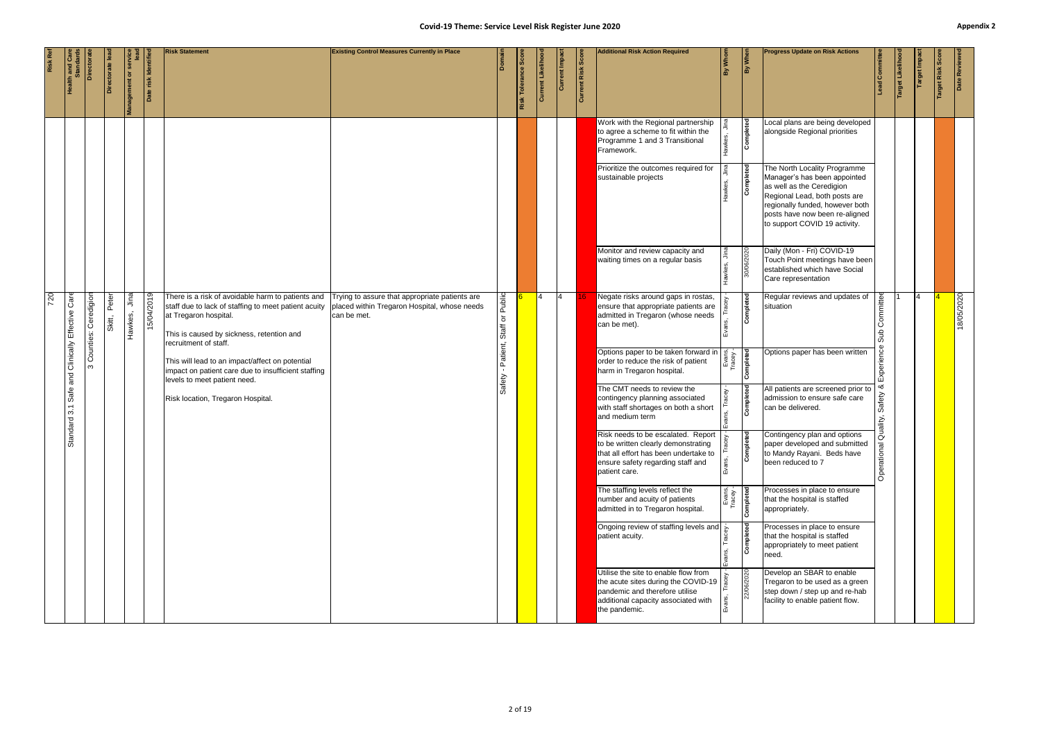# Covid-19 Theme: Service Level Risk Register June 2020

**Appendix 2**

| Risk Ref | Health and Care Standards | Directorate | Directorate lead | Management or service lead | Date risk identified | Risk Statement | Existing Control Measures Currently in Place | Domain | Risk Tolerance Score | Current Likelihood | Current Impact | Current Risk Score | Additional Risk Action Required | By Whom | By When | Progress Update on Risk Actions | Lead Committee | Target Likelihood | Target Impact | Target Risk Score | Date Reviewed |
|---|---|---|---|---|---|---|---|---|---|---|---|---|---|---|---|---|---|---|---|---|---|
| | | | | | | | | | | | | | Work with the Regional partnership to agree a scheme to fit within the Programme 1 and 3 Transitional Framework. | Hawkes, Jina | Completed | Local plans are being developed alongside Regional priorities | | | | | |
| | | | | | | | | | | | | | Prioritize the outcomes required for sustainable projects | Hawkes, Jina | Completed | The North Locality Programme Manager's has been appointed as well as the Ceredigion Regional Lead, both posts are regionally funded, however both posts have now been re-aligned to support COVID 19 activity. | | | | | |
| | | | | | | | | | | | | | Monitor and review capacity and waiting times on a regular basis | Hawkes, Jina | 30/06/2020 | Daily (Mon - Fri) COVID-19 Touch Point meetings have been established which have Social Care representation | | | | | |
| 720 | Standard 3.1 Safe and Clinically Effective Care | 3 Counties: Ceredigion | Skitt, Peter | Hawkes, Jina | 15/04/2019 | There is a risk of avoidable harm to patients and staff due to lack of staffing to meet patient acuity at Tregaron hospital.<br><br>This is caused by sickness, retention and recruitment of staff.<br><br>This will lead to an impact/affect on potential impact on patient care due to insufficient staffing levels to meet patient need.<br><br>Risk location, Tregaron Hospital. | Trying to assure that appropriate patients are placed within Tregaron Hospital, whose needs can be met. | Safety - Patient, Staff or Public | 6 | 4 | 4 | 16 | Negate risks around gaps in rostas, ensure that appropriate patients are admitted in Tregaron (whose needs can be met). | Evans, Tracey | Completed | Regular reviews and updates of situation | Operational Quality, Safety & Experience Sub Committee | 1 | 4 | 4 | 18/05/2020 |
| | | | | | | | | | | | | | Options paper to be taken forward in order to reduce the risk of patient harm in Tregaron hospital. | Evans, Tracey | Completed | Options paper has been written | | | | | |
| | | | | | | | | | | | | | The CMT needs to review the contingency planning associated with staff shortages on both a short and medium term | Evans, Tracey | Completed | All patients are screened prior to admission to ensure safe care can be delivered. | | | | | |
| | | | | | | | | | | | | | Risk needs to be escalated. Report to be written clearly demonstrating that all effort has been undertake to ensure safety regarding staff and patient care. | Evans, Tracey | Completed | Contingency plan and options paper developed and submitted to Mandy Rayani. Beds have been reduced to 7 | | | | | |
| | | | | | | | | | | | | | The staffing levels reflect the number and acuity of patients admitted in to Tregaron hospital. | Evans, Tracey | Completed | Processes in place to ensure that the hospital is staffed appropriately. | | | | | |
| | | | | | | | | | | | | | Ongoing review of staffing levels and patient acuity. | Evans, Tracey | Completed | Processes in place to ensure that the hospital is staffed appropriately to meet patient need. | | | | | |
| | | | | | | | | | | | | | Utilise the site to enable flow from the acute sites during the COVID-19 pandemic and therefore utilise additional capacity associated with the pandemic. | Evans, Tracey | 22/06/2020 | Develop an SBAR to enable Tregaron to be used as a green step down / step up and re-hab facility to enable patient flow. | | | | | |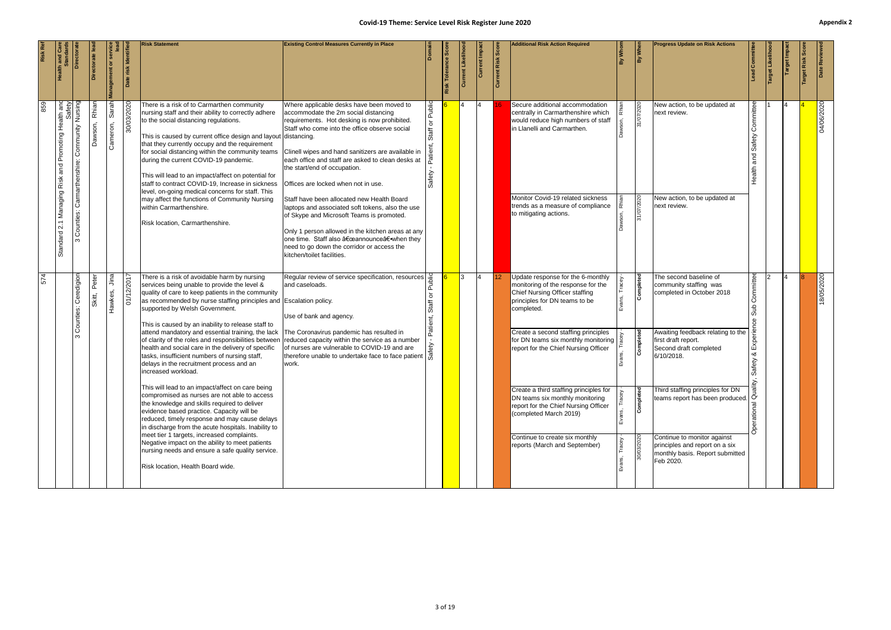# Covid-19 Theme: Service Level Risk Register June 2020

Appendix 2

| Risk Ref | Health and Care Standards | Directorate | Directorate lead | Management or service lead | Date risk identified | Risk Statement | Existing Control Measures Currently in Place | Domain | Risk Tolerance Score | Current Likelihood | Current Impact | Current Risk Score | Additional Risk Action Required | By Whom | By When | Progress Update on Risk Actions | Lead Committee | Target Likelihood | Target Impact | Target Risk Score | Date Reviewed |
|---|---|---|---|---|---|---|---|---|---|---|---|---|---|---|---|---|---|---|---|---|---|
| 859 | Standard 2.1 Managing Risk and Promoting Health and Safety | 3 Counties: Carmarthenshire: Community Nursing | Dawson, Rhian | Cameron, Sarah | 30/03/2020 | There is a risk of to Carmarthen community nursing staff and their ability to correctly adhere to the social distancing regulations.<br><br>This is caused by current office design and layout that they currently occupy and the requirement for social distancing within the community teams during the current COVID-19 pandemic.<br><br>This will lead to an impact/affect on potential for staff to contract COVID-19, Increase in sickness level, on-going medical concerns for staff. This may affect the functions of Community Nursing within Carmarthenshire.<br><br>Risk location, Carmarthenshire. | Where applicable desks have been moved to accommodate the 2m social distancing requirements. Hot desking is now prohibited. Staff who come into the office observe social distancing.<br><br>Clinell wipes and hand sanitizers are available in each office and staff are asked to clean desks at the start/end of occupation.<br><br>Offices are locked when not in use.<br><br>Staff have been allocated new Health Board laptops and associated soft tokens, also the use of Skype and Microsoft Teams is promoted.<br><br>Only 1 person allowed in the kitchen areas at any one time. Staff also â€œannounceâ€• when they need to go down the corridor or access the kitchen/toilet facilities. | Safety - Patient, Staff or Public | 6 | 4 | 4 | 16 | Secure additional accommodation centrally in Carmarthenshire which would reduce high numbers of staff in Llanelli and Carmarthen.<br><br>Monitor Covid-19 related sickness trends as a measure of compliance to mitigating actions. | Dawson, Rhian<br><br>Dawson, Rhian | 31/07/2020<br><br>31/07/2020 | New action, to be updated at next review.<br><br>New action, to be updated at next review. | Health and Safety Committee | 1 | 4 | 4 | 04/06/2020 |
| 574 | | 3 Counties: Ceredigion | Skitt, Peter | Hawkes, Jina | 01/12/2017 | There is a risk of avoidable harm by nursing services being unable to provide the level & quality of care to keep patients in the community as recommended by nurse staffing principles and supported by Welsh Government.<br><br>This is caused by an inability to release staff to attend mandatory and essential training, the lack of clarity of the roles and responsibilities between health and social care in the delivery of specific tasks, insufficient numbers of nursing staff, delays in the recruitment process and an increased workload.<br><br>This will lead to an impact/affect on care being compromised as nurses are not able to access the knowledge and skills required to deliver evidence based practice. Capacity will be reduced, timely response and may cause delays in discharge from the acute hospitals. Inability to meet tier 1 targets, increased complaints. Negative impact on the ability to meet patients nursing needs and ensure a safe quality service.<br><br>Risk location, Health Board wide. | Regular review of service specification, resources and caseloads.<br><br>Escalation policy.<br><br>Use of bank and agency.<br><br>The Coronavirus pandemic has resulted in reduced capacity within the service as a number of nurses are vulnerable to COVID-19 and are therefore unable to undertake face to face patient work. | Safety - Patient, Staff or Public | 6 | 3 | 4 | 12 | Update response for the 6-monthly monitoring of the response for the Chief Nursing Officer staffing principles for DN teams to be completed.<br><br>Create a second staffing principles for DN teams six monthly monitoring report for the Chief Nursing Officer<br><br>Create a third staffing principles for DN teams six monthly monitoring report for the Chief Nursing Officer (completed March 2019)<br><br>Continue to create six monthly reports (March and September) | Evans, Tracey<br><br>Evans, Tracey<br><br>Evans, Tracey<br><br>Evans, Tracey | Completed<br><br>Completed<br><br>Completed<br><br>30/03/2020 | The second baseline of community staffing was completed in October 2018<br><br>Awaiting feedback relating to the first draft report. Second draft completed 6/10/2018.<br><br>Third staffing principles for DN teams report has been produced.<br><br>Continue to monitor against principles and report on a six monthly basis. Report submitted Feb 2020. | Operational Quality, Safety & Experience Sub Committee | 2 | 4 | 8 | 18/05/2020 |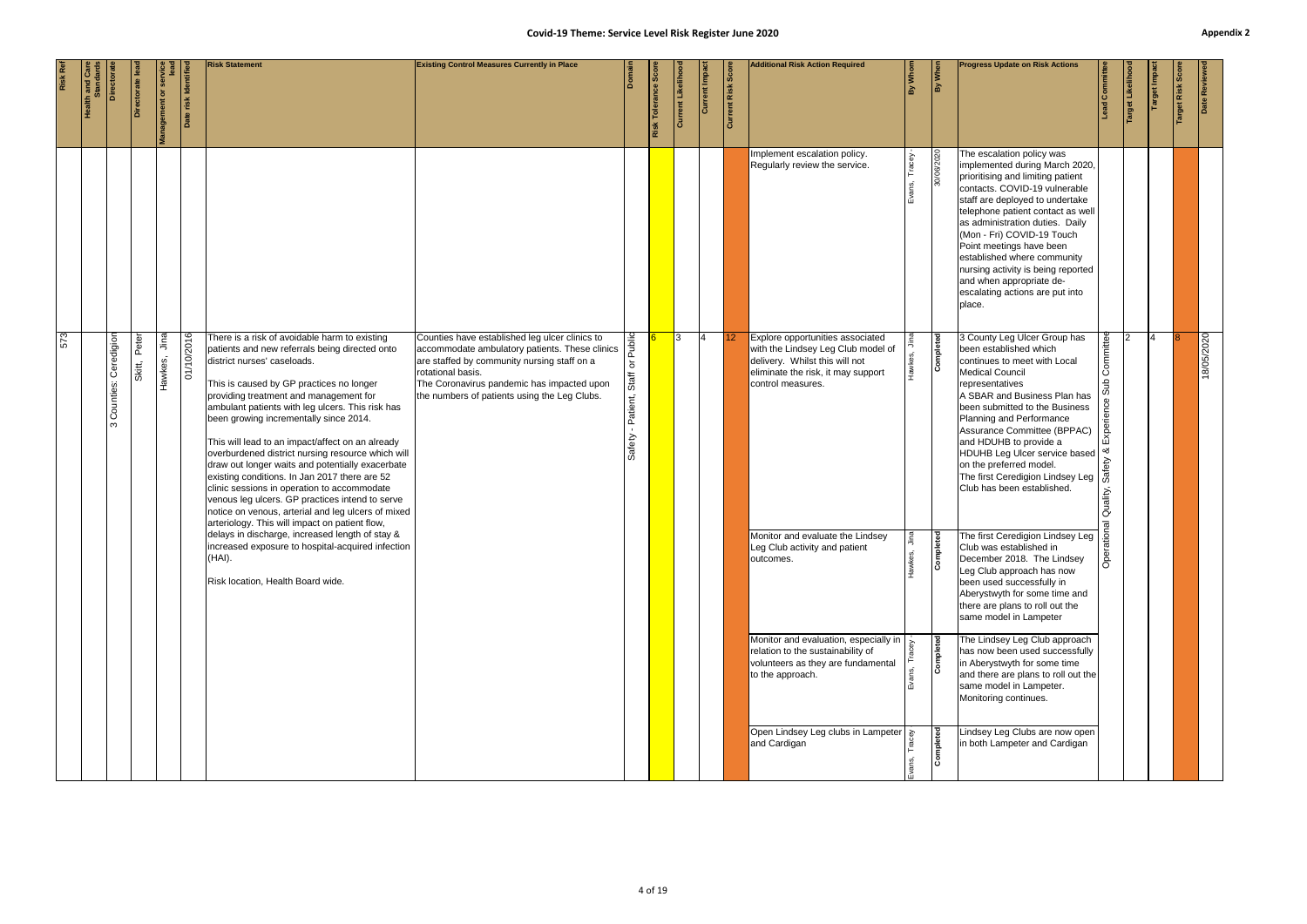# Covid-19 Theme: Service Level Risk Register June 2020

**Appendix 2**

| Risk Ref | Health and Care Standards | Directorate | Directorate lead | Management or service lead | Date risk identified | Risk Statement | Existing Control Measures Currently in Place | Domain | Risk Tolerance Score | Current Likelihood | Current Impact | Current Risk Score | Additional Risk Action Required | By Whom | By When | Progress Update on Risk Actions | Lead Committee | Target Likelihood | Target Impact | Target Risk Score | Date Reviewed |
|---|---|---|---|---|---|---|---|---|---|---|---|---|---|---|---|---|---|---|---|---|---|
| | | | | | | | | | | | | | Implement escalation policy. Regularly review the service. | Evans, Tracey | 30/06/2020 | The escalation policy was implemented during March 2020, prioritising and limiting patient contacts. COVID-19 vulnerable staff are deployed to undertake telephone patient contact as well as administration duties. Daily (Mon - Fri) COVID-19 Touch Point meetings have been established where community nursing activity is being reported and when appropriate de-escalating actions are put into place. | | | | | |
| 573 | | 3 Counties: Ceredigion | Skitt, Peter | Hawkes, Jina | 01/10/2016 | There is a risk of avoidable harm to existing patients and new referrals being directed onto district nurses' caseloads.<br><br>This is caused by GP practices no longer providing treatment and management for ambulant patients with leg ulcers. This risk has been growing incrementally since 2014.<br><br>This will lead to an impact/affect on an already overburdened district nursing resource which will draw out longer waits and potentially exacerbate existing conditions. In Jan 2017 there are 52 clinic sessions in operation to accommodate venous leg ulcers. GP practices intend to serve notice on venous, arterial and leg ulcers of mixed arteriology. This will impact on patient flow, delays in discharge, increased length of stay & increased exposure to hospital-acquired infection (HAI).<br><br>Risk location, Health Board wide. | Counties have established leg ulcer clinics to accommodate ambulatory patients. These clinics are staffed by community nursing staff on a rotational basis.<br>The Coronavirus pandemic has impacted upon the numbers of patients using the Leg Clubs. | Safety - Patient, Staff or Public | 6 | 3 | 4 | 12 | Explore opportunities associated with the Lindsey Leg Club model of delivery. Whilst this will not eliminate the risk, it may support control measures. | Hawkes, Jina | Completed | 3 County Leg Ulcer Group has been established which continues to meet with Local Medical Council representatives<br>A SBAR and Business Plan has been submitted to the Business Planning and Performance Assurance Committee (BPPAC) and HDUHB to provide a HDUHB Leg Ulcer service based on the preferred model.<br>The first Ceredigion Lindsey Leg Club has been established. | Operational Quality, Safety & Experience Sub Committee | 2 | 4 | 8 | 18/05/2020 |
| | | | | | | | | | | | | | Monitor and evaluate the Lindsey Leg Club activity and patient outcomes. | Hawkes, Jina | Completed | The first Ceredigion Lindsey Leg Club was established in December 2018. The Lindsey Leg Club approach has now been used successfully in Aberystwyth for some time and there are plans to roll out the same model in Lampeter | | | | | |
| | | | | | | | | | | | | | Monitor and evaluation, especially in relation to the sustainability of volunteers as they are fundamental to the approach. | Evans, Tracey | Completed | The Lindsey Leg Club approach has now been used successfully in Aberystwyth for some time and there are plans to roll out the same model in Lampeter. Monitoring continues. | | | | | |
| | | | | | | | | | | | | | Open Lindsey Leg clubs in Lampeter and Cardigan | Evans, Tracey | Completed | Lindsey Leg Clubs are now open in both Lampeter and Cardigan | | | | | |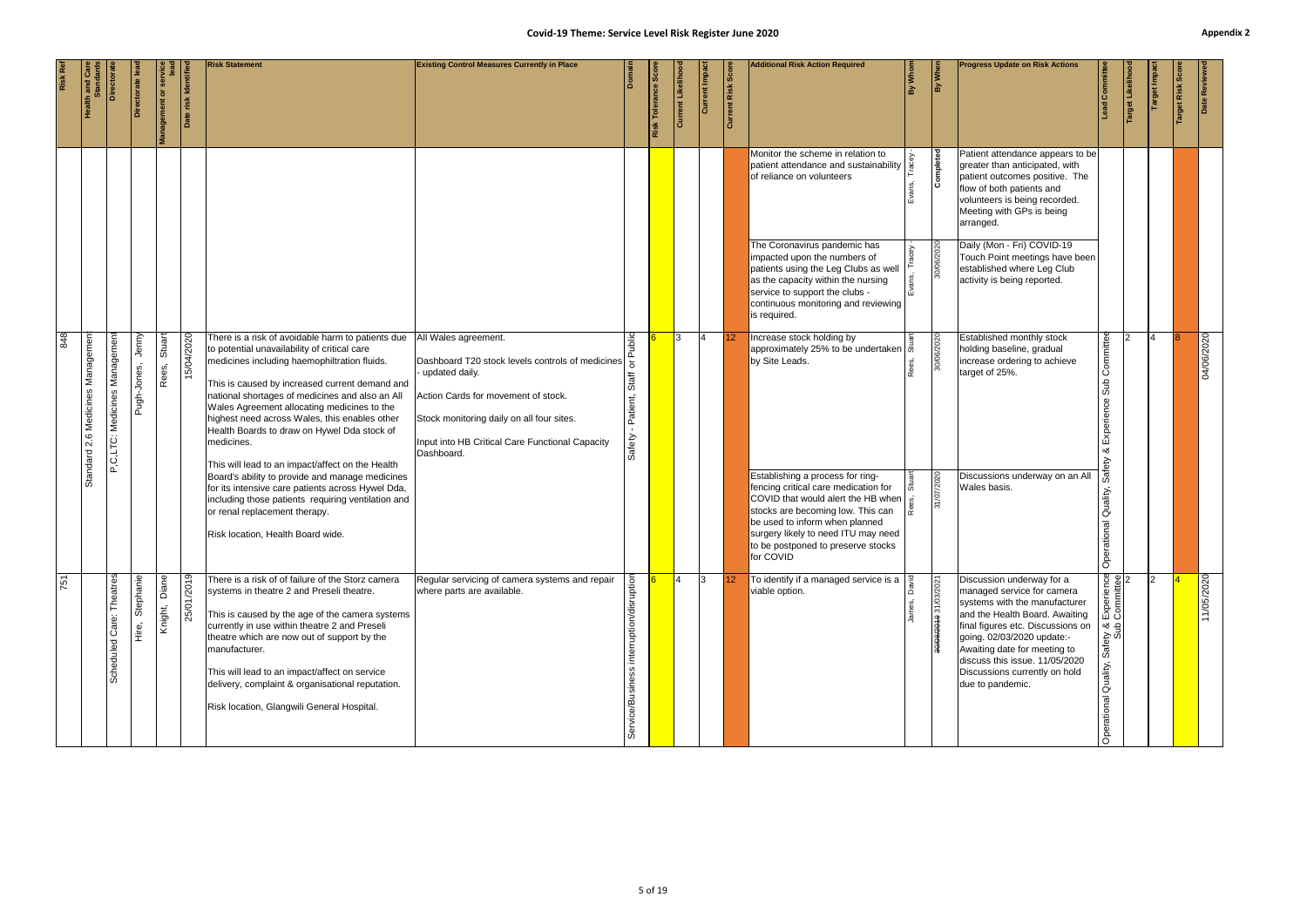# Covid-19 Theme: Service Level Risk Register June 2020

Appendix 2

| Risk Ref | Health and Care Standards | Directorate | Directorate lead | Management or service lead | Date risk identified | Risk Statement | Existing Control Measures Currently in Place | Domain | Risk Tolerance Score | Current Likelihood | Current Impact | Current Risk Score | Additional Risk Action Required | By Whom | By When | Progress Update on Risk Actions | Lead Committee | Target Likelihood | Target Impact | Target Risk Score | Date Reviewed |
|---|---|---|---|---|---|---|---|---|---|---|---|---|---|---|---|---|---|---|---|---|---|
| | | | | | | | | | | | | | Monitor the scheme in relation to patient attendance and sustainability of reliance on volunteers | Evans, Tracey | Completed | Patient attendance appears to be greater than anticipated, with patient outcomes positive. The flow of both patients and volunteers is being recorded. Meeting with GPs is being arranged. | | | | | |
| | | | | | | | | | | | | | The Coronavirus pandemic has impacted upon the numbers of patients using the Leg Clubs as well as the capacity within the nursing service to support the clubs - continuous monitoring and reviewing is required. | Evans, Tracey | 30/06/2020 | Daily (Mon - Fri) COVID-19 Touch Point meetings have been established where Leg Club activity is being reported. | | | | | |
| 848 | Standard 2.6 Medicines Management | P,C,LTC: Medicines Management | Pugh-Jones, Jenny | Rees, Stuart | 15/04/2020 | There is a risk of avoidable harm to patients due to potential unavailability of critical care medicines including haemophiltration fluids.<br><br>This is caused by increased current demand and national shortages of medicines and also an All Wales Agreement allocating medicines to the highest need across Wales, this enables other Health Boards to draw on Hywel Dda stock of medicines.<br><br>This will lead to an impact/affect on the Health Board's ability to provide and manage medicines for its intensive care patients across Hywel Dda, including those patients requiring ventilation and or renal replacement therapy.<br><br>Risk location, Health Board wide. | All Wales agreement.<br><br>Dashboard T20 stock levels controls of medicines - updated daily.<br><br>Action Cards for movement of stock.<br><br>Stock monitoring daily on all four sites.<br><br>Input into HB Critical Care Functional Capacity Dashboard. | Safety - Patient, Staff or Public | 6 | 3 | 4 | 12 | Increase stock holding by approximately 25% to be undertaken by Site Leads. | Rees, Stuart | 30/06/2020 | Established monthly stock holding baseline, gradual increase ordering to achieve target of 25%. | Operational Quality, Safety & Experience Sub Committee | 2 | 4 | 8 | 04/06/2020 |
| | | | | | | | | | | | | | Establishing a process for ring-fencing critical care medication for COVID that would alert the HB when stocks are becoming low. This can be used to inform when planned surgery likely to need ITU may need to be postponed to preserve stocks for COVID | Rees, Stuart | 31/07/2020 | Discussions underway on an All Wales basis. | | | | | |
| 751 | | Scheduled Care: Theatres | Hire, Stephanie | Knight, Diane | 25/01/2019 | There is a risk of of failure of the Storz camera systems in theatre 2 and Preseli theatre.<br><br>This is caused by the age of the camera systems currently in use within theatre 2 and Preseli theatre which are now out of support by the manufacturer.<br><br>This will lead to an impact/affect on service delivery, complaint & organisational reputation.<br><br>Risk location, Glangwili General Hospital. | Regular servicing of camera systems and repair where parts are available. | Service/Business interruption/disruption | 6 | 4 | 3 | 12 | To identify if a managed service is a viable option. | James, David | ~~30/09/2019~~ 31/03/2021 | Discussion underway for a managed service for camera systems with the manufacturer and the Health Board. Awaiting final figures etc. Discussions on going. 02/03/2020 update:- Awaiting date for meeting to discuss this issue. 11/05/2020 Discussions currently on hold due to pandemic. | Operational Quality, Safety & Experience Sub Committee | 2 | 2 | 4 | 11/05/2020 |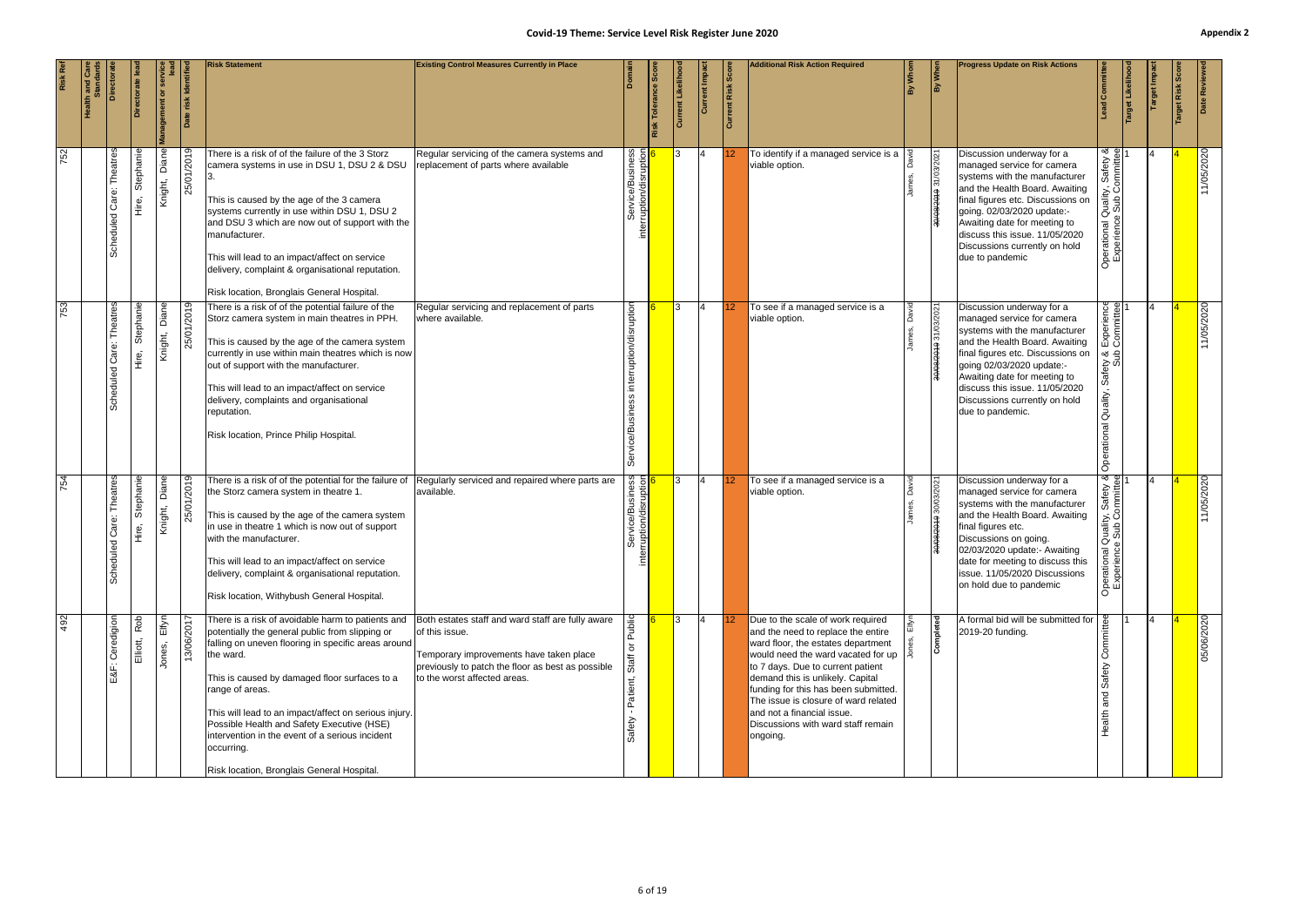# Covid-19 Theme: Service Level Risk Register June 2020

Appendix 2

| Risk Ref | Health and Care Standards | Directorate | Directorate lead | Management or service lead | Date risk identified | Risk Statement | Existing Control Measures Currently in Place | Domain | Risk Tolerance Score | Current Likelihood | Current Impact | Current Risk Score | Additional Risk Action Required | By Whom | By When | Progress Update on Risk Actions | Lead Committee | Target Likelihood | Target Impact | Target Risk Score | Date Reviewed |
|---|---|---|---|---|---|---|---|---|---|---|---|---|---|---|---|---|---|---|---|---|---|
| 752 | | Scheduled Care: Theatres | Hire, Stephanie | Knight, Diane | 25/01/2019 | There is a risk of of the failure of the 3 Storz camera systems in use in DSU 1, DSU 2 & DSU 3.<br><br>This is caused by the age of the 3 camera systems currently in use within DSU 1, DSU 2 and DSU 3 which are now out of support with the manufacturer.<br><br>This will lead to an impact/affect on service delivery, complaint & organisational reputation.<br><br>Risk location, Bronglais General Hospital. | Regular servicing of the camera systems and replacement of parts where available | Service/Business interruption/disruption | 6 | 3 | 4 | 12 | To identify if a managed service is a viable option. | James, David | ~~30/09/2019~~ 31/03/2021 | Discussion underway for a managed service for camera systems with the manufacturer and the Health Board. Awaiting final figures etc. Discussions on going. 02/03/2020 update:- Awaiting date for meeting to discuss this issue. 11/05/2020 Discussions currently on hold due to pandemic | Operational Quality, Safety & Experience Sub Committee | 1 | 4 | 4 | 11/05/2020 |
| 753 | | Scheduled Care: Theatres | Hire, Stephanie | Knight, Diane | 25/01/2019 | There is a risk of of the potential failure of the Storz camera system in main theatres in PPH.<br><br>This is caused by the age of the camera system currently in use within main theatres which is now out of support with the manufacturer.<br><br>This will lead to an impact/affect on service delivery, complaints and organisational reputation.<br><br>Risk location, Prince Philip Hospital. | Regular servicing and replacement of parts where available. | Service/Business interruption/disruption | 6 | 3 | 4 | 12 | To see if a managed service is a viable option. | James, David | ~~30/09/2019~~ 31/03/2021 | Discussion underway for a managed service for camera systems with the manufacturer and the Health Board. Awaiting final figures etc. Discussions on going 02/03/2020 update:- Awaiting date for meeting to discuss this issue. 11/05/2020 Discussions currently on hold due to pandemic. | Operational Quality, Safety & Experience Sub Committee | 1 | 4 | 4 | 11/05/2020 |
| 754 | | Scheduled Care: Theatres | Hire, Stephanie | Knight, Diane | 25/01/2019 | There is a risk of of the potential for the failure of the Storz camera system in theatre 1.<br><br>This is caused by the age of the camera system in use in theatre 1 which is now out of support with the manufacturer.<br><br>This will lead to an impact/affect on service delivery, complaint & organisational reputation.<br><br>Risk location, Withybush General Hospital. | Regularly serviced and repaired where parts are available. | Service/Business interruption/disruption | 6 | 3 | 4 | 12 | To see if a managed service is a viable option. | James, David | ~~30/09/2019~~ 30/03/2021 | Discussion underway for a managed service for camera systems with the manufacturer and the Health Board. Awaiting final figures etc. Discussions on going. 02/03/2020 update:- Awaiting date for meeting to discuss this issue. 11/05/2020 Discussions on hold due to pandemic | Operational Quality, Safety & Experience Sub Committee | 1 | 4 | 4 | 11/05/2020 |
| 492 | | E&F: Ceredigion | Elliott, Rob | Jones, Elfyn | 13/06/2017 | There is a risk of avoidable harm to patients and potentially the general public from slipping or falling on uneven flooring in specific areas around the ward.<br><br>This is caused by damaged floor surfaces to a range of areas.<br><br>This will lead to an impact/affect on serious injury. Possible Health and Safety Executive (HSE) intervention in the event of a serious incident occurring.<br><br>Risk location, Bronglais General Hospital. | Both estates staff and ward staff are fully aware of this issue.<br><br>Temporary improvements have taken place previously to patch the floor as best as possible to the worst affected areas. | Safety - Patient, Staff or Public | 6 | 3 | 4 | 12 | Due to the scale of work required and the need to replace the entire ward floor, the estates department would need the ward vacated for up to 7 days. Due to current patient demand this is unlikely. Capital funding for this has been submitted. The issue is closure of ward related and not a financial issue. Discussions with ward staff remain ongoing. | Jones, Elfyn | Completed | A formal bid will be submitted for 2019-20 funding. | Health and Safety Committee | 1 | 4 | 4 | 05/06/2020 |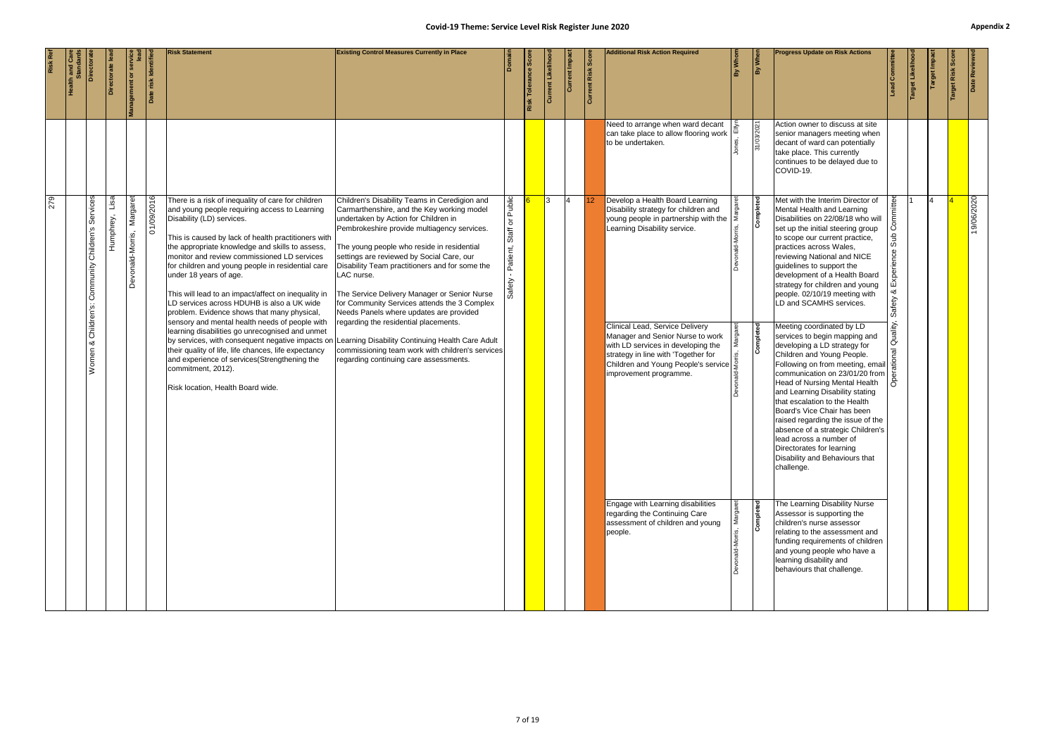# Covid-19 Theme: Service Level Risk Register June 2020

Appendix 2

| Risk Ref | Health and Care Standards | Directorate | Directorate lead | Management or service lead | Date risk identified | Risk Statement | Existing Control Measures Currently in Place | Domain | Risk Tolerance Score | Current Likelihood | Current Impact | Current Risk Score | Additional Risk Action Required | By Whom | By When | Progress Update on Risk Actions | Lead Committee | Target Likelihood | Target Impact | Target Risk Score | Date Reviewed |
|---|---|---|---|---|---|---|---|---|---|---|---|---|---|---|---|---|---|---|---|---|---|
| | | | | | | | | | | | | | Need to arrange when ward decant can take place to allow flooring work to be undertaken. | Jones, Ellyn | 31/03/2021 | Action owner to discuss at site senior managers meeting when decant of ward can potentially take place. This currently continues to be delayed due to COVID-19. | | | | | |
| 279 | | Women & Children's: Community Children's Services | Humphrey, Lisa | Devonald-Morris, Margaret | 01/09/2016 | There is a risk of inequality of care for children and young people requiring access to Learning Disability (LD) services.<br><br>This is caused by lack of health practitioners with the appropriate knowledge and skills to assess, monitor and review commissioned LD services for children and young people in residential care under 18 years of age.<br><br>This will lead to an impact/affect on inequality in LD services across HDUHB is also a UK wide problem. Evidence shows that many physical, sensory and mental health needs of people with learning disabilities go unrecognised and unmet by services, with consequent negative impacts on their quality of life, life chances, life expectancy and experience of services(Strengthening the commitment, 2012).<br><br>Risk location, Health Board wide. | Children's Disability Teams in Ceredigion and Carmarthenshire, and the Key working model undertaken by Action for Children in Pembrokeshire provide multiagency services.<br><br>The young people who reside in residential settings are reviewed by Social Care, our Disability Team practitioners and for some the LAC nurse.<br><br>The Service Delivery Manager or Senior Nurse for Community Services attends the 3 Complex Needs Panels where updates are provided regarding the residential placements.<br><br>Learning Disability Continuing Health Care Adult commissioning team work with children's services regarding continuing care assessments. | Safety - Patient, Staff or Public | 6 | 3 | 4 | 12 | Develop a Health Board Learning Disability strategy for children and young people in partnership with the Learning Disability service. | Devonald-Morris, Margaret | Completed | Met with the Interim Director of Mental Health and Learning Disabilities on 22/08/18 who will set up the initial steering group to scope our current practice, practices across Wales, reviewing National and NICE guidelines to support the development of a Health Board strategy for children and young people. 02/10/19 meeting with LD and SCAMHS services. | Operational Quality, Safety & Experience Sub Committee | 1 | 4 | 4 | 19/06/2020 |
| | | | | | | | | | | | | | Clinical Lead, Service Delivery Manager and Senior Nurse to work with LD services in developing the strategy in line with 'Together for Children and Young People's service improvement programme. | Devonald-Morris, Margaret | Completed | Meeting coordinated by LD services to begin mapping and developing a LD strategy for Children and Young People. Following on from meeting, email communication on 23/01/20 from Head of Nursing Mental Health and Learning Disability stating that escalation to the Health Board's Vice Chair has been raised regarding the issue of the absence of a strategic Children's lead across a number of Directorates for learning Disability and Behaviours that challenge. | | | | | |
| | | | | | | | | | | | | | Engage with Learning disabilities regarding the Continuing Care assessment of children and young people. | Devonald-Morris, Margaret | Completed | The Learning Disability Nurse Assessor is supporting the children's nurse assessor relating to the assessment and funding requirements of children and young people who have a learning disability and behaviours that challenge. | | | | | |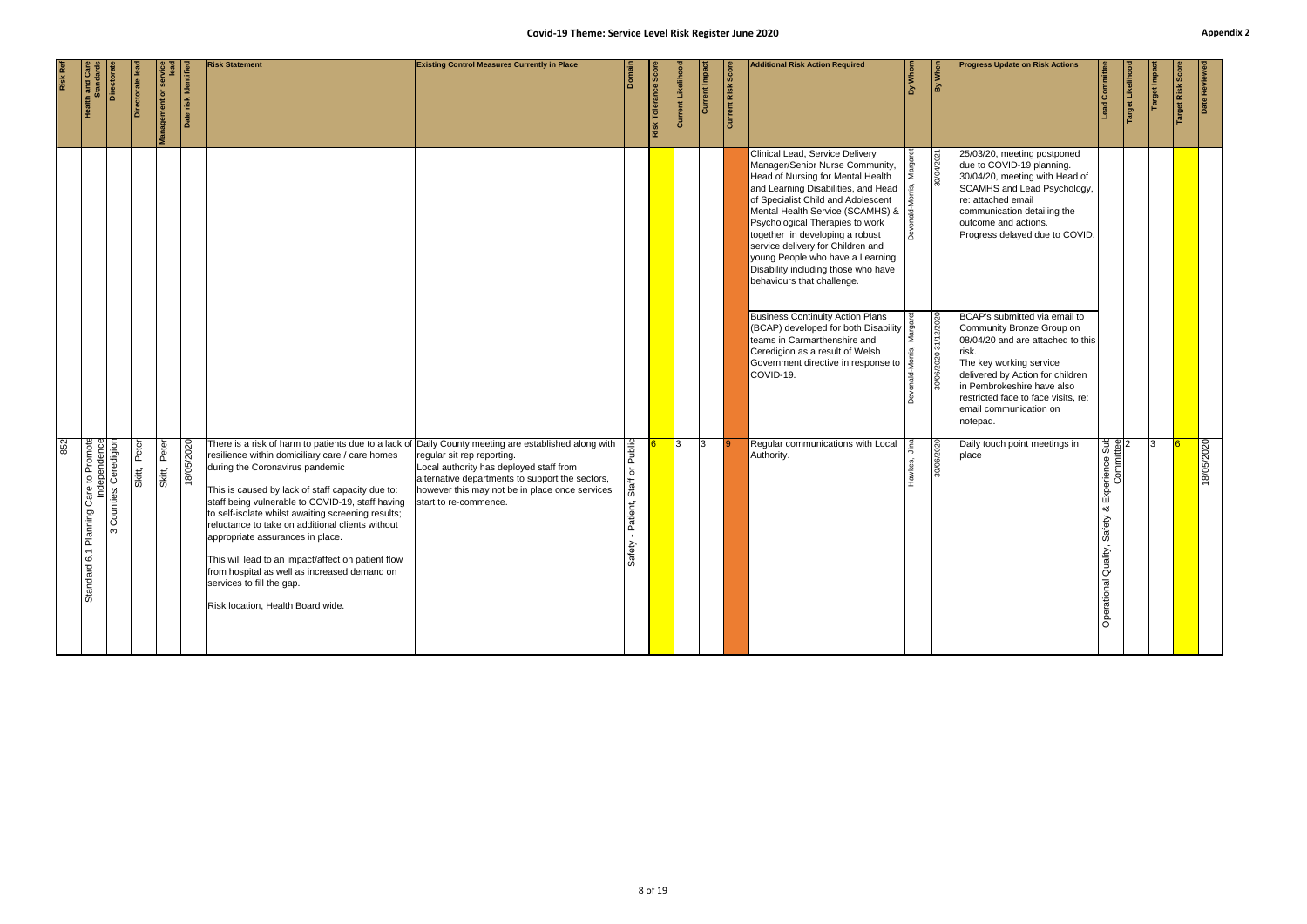# Covid-19 Theme: Service Level Risk Register June 2020

Appendix 2

| Risk Ref | Health and Care Standards | Directorate | Directorate lead | Management or service lead | Date risk identified | Risk Statement | Existing Control Measures Currently in Place | Domain | Risk Tolerance Score | Current Likelihood | Current Impact | Current Risk Score | Additional Risk Action Required | By Whom | By When | Progress Update on Risk Actions | Lead Committee | Target Likelihood | Target Impact | Target Risk Score | Date Reviewed |
|---|---|---|---|---|---|---|---|---|---|---|---|---|---|---|---|---|---|---|---|---|---|
| | | | | | | | | | | | | | Clinical Lead, Service Delivery Manager/Senior Nurse Community, Head of Nursing for Mental Health and Learning Disabilities, and Head of Specialist Child and Adolescent Mental Health Service (SCAMHS) & Psychological Therapies to work together in developing a robust service delivery for Children and young People who have a Learning Disability including those who have behaviours that challenge. | Devonald-Morris, Margaret | 30/04/2021 | 25/03/20, meeting postponed due to COVID-19 planning. 30/04/20, meeting with Head of SCAMHS and Lead Psychology, re: attached email communication detailing the outcome and actions. Progress delayed due to COVID. | | | | | |
| | | | | | | | | | | | | | Business Continuity Action Plans (BCAP) developed for both Disability teams in Carmarthenshire and Ceredigion as a result of Welsh Government directive in response to COVID-19. | Devonald-Morris, Margaret | ~~30/06/2020~~ 31/12/2020 | BCAP's submitted via email to Community Bronze Group on 08/04/20 and are attached to this risk. The key working service delivered by Action for children in Pembrokeshire have also restricted face to face visits, re: email communication on notepad. | | | | | |
| 852 | Standard 6.1 Planning Care to Promote Independence | 3 Counties: Ceredigion | Skitt, Peter | Skitt, Peter | 18/05/2020 | There is a risk of harm to patients due to a lack of resilience within domiciliary care / care homes during the Coronavirus pandemic<br><br>This is caused by lack of staff capacity due to: staff being vulnerable to COVID-19, staff having to self-isolate whilst awaiting screening results; reluctance to take on additional clients without appropriate assurances in place.<br><br>This will lead to an impact/affect on patient flow from hospital as well as increased demand on services to fill the gap.<br><br>Risk location, Health Board wide. | Daily County meeting are established along with regular sit rep reporting.<br>Local authority has deployed staff from alternative departments to support the sectors, however this may not be in place once services start to re-commence. | Safety - Patient, Staff or Public | 6 | 3 | 3 | 9 | Regular communications with Local Authority. | Hawkes, Jina | 30/06/2020 | Daily touch point meetings in place | Operational Quality, Safety & Experience Sub Committee | 2 | 3 | 6 | 18/05/2020 |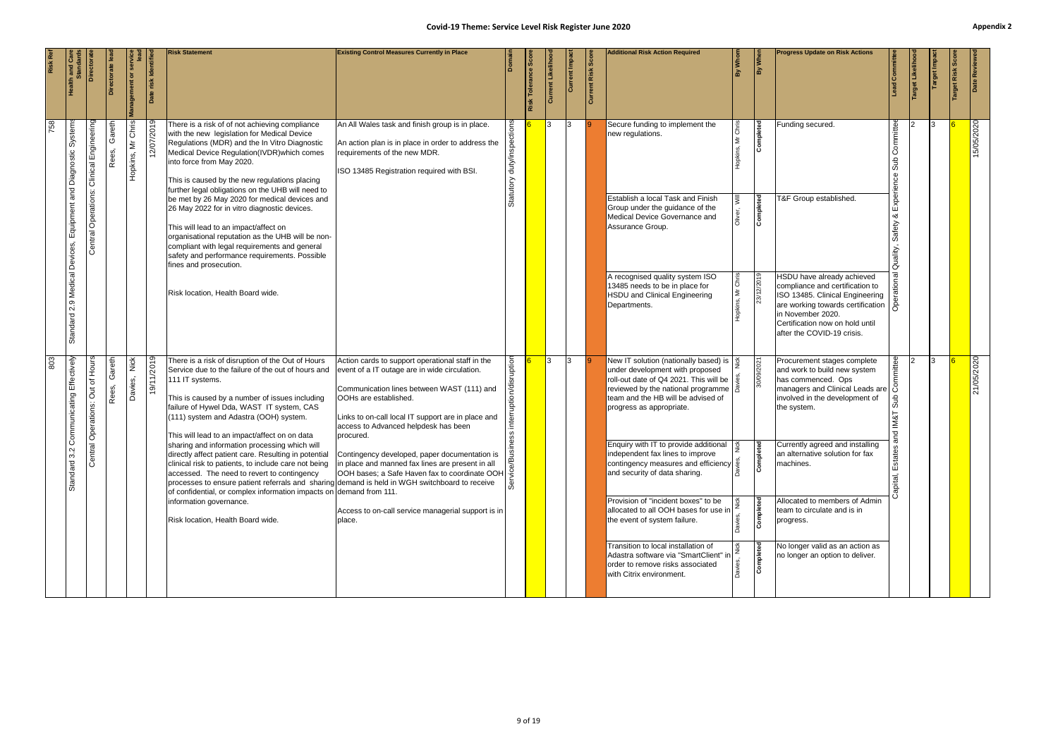# Covid-19 Theme: Service Level Risk Register June 2020

Appendix 2

| Risk Ref | Health and Care Standards | Directorate | Directorate lead | Management or service lead | Date risk identified | Risk Statement | Existing Control Measures Currently in Place | Domain | Risk Tolerance Score | Current Likelihood | Current Impact | Current Risk Score | Additional Risk Action Required | By Whom | By When | Progress Update on Risk Actions | Lead Committee | Target Likelihood | Target Impact | Target Risk Score | Date Reviewed |
|---|---|---|---|---|---|---|---|---|---|---|---|---|---|---|---|---|---|---|---|---|---|
| 758 | Standard 2.9 Medical Devices, Equipment and Diagnostic Systems | Central Operations: Clinical Engineering | Rees, Gareth | Hopkins, Mr Chris | 12/07/2019 | There is a risk of of not achieving compliance with the new legislation for Medical Device Regulations (MDR) and the In Vitro Diagnostic Medical Device Regulation(IVDR)which comes into force from May 2020.<br><br>This is caused by the new regulations placing further legal obligations on the UHB will need to be met by 26 May 2020 for medical devices and 26 May 2022 for in vitro diagnostic devices.<br><br>This will lead to an impact/affect on organisational reputation as the UHB will be non-compliant with legal requirements and general safety and performance requirements. Possible fines and prosecution.<br><br>Risk location, Health Board wide. | An All Wales task and finish group is in place.<br><br>An action plan is in place in order to address the requirements of the new MDR.<br><br>ISO 13485 Registration required with BSI. | Statutory duty/inspections | 6 | 3 | 3 | 9 | Secure funding to implement the new regulations. | Hopkins, Mr Chris | Completed | Funding secured. | Operational Quality, Safety & Experience Sub Committee | 2 | 3 | 6 | 15/05/2020 |
| | | | | | | | | | | | | | Establish a local Task and Finish Group under the guidance of the Medical Device Governance and Assurance Group. | Oliver, Will | Completed | T&F Group established. | | | | | |
| | | | | | | | | | | | | | A recognised quality system ISO 13485 needs to be in place for HSDU and Clinical Engineering Departments. | Hopkins, Mr Chris | 23/12/2019 | HSDU have already achieved compliance and certification to ISO 13485. Clinical Engineering are working towards certification in November 2020. Certification now on hold until after the COVID-19 crisis. | | | | | |
| 803 | Standard 3.2 Communicating Effectively | Central Operations: Out of Hours | Rees, Gareth | Davies, Nick | 19/11/2019 | There is a risk of disruption of the Out of Hours Service due to the failure of the out of hours and 111 IT systems.<br><br>This is caused by a number of issues including failure of Hywel Dda, WAST IT system, CAS (111) system and Adastra (OOH) system.<br><br>This will lead to an impact/affect on on data sharing and information processing which will directly affect patient care. Resulting in potential clinical risk to patients, to include care not being accessed. The need to revert to contingency processes to ensure patient referrals and sharing of confidential, or complex information impacts on information governance.<br><br>Risk location, Health Board wide. | Action cards to support operational staff in the event of a IT outage are in wide circulation.<br><br>Communication lines between WAST (111) and OOHs are established.<br><br>Links to on-call local IT support are in place and access to Advanced helpdesk has been procured.<br><br>Contingency developed, paper documentation is in place and manned fax lines are present in all OOH bases; a Safe Haven fax to coordinate OOH demand is held in WGH switchboard to receive demand from 111.<br><br>Access to on-call service managerial support is in place. | Service/Business interruption/disruption | 6 | 3 | 3 | 9 | New IT solution (nationally based) is under development with proposed roll-out date of Q4 2021. This will be reviewed by the national programme team and the HB will be advised of progress as appropriate. | Davies, Nick | 30/09/2021 | Procurement stages complete and work to build new system has commenced. Ops managers and Clinical Leads are involved in the development of the system. | Capital, Estates and IM&T Sub Committee | 2 | 3 | 6 | 21/05/2020 |
| | | | | | | | | | | | | | Enquiry with IT to provide additional independent fax lines to improve contingency measures and efficiency and security of data sharing. | Davies, Nick | Completed | Currently agreed and installing an alternative solution for fax machines. | | | | | |
| | | | | | | | | | | | | | Provision of "incident boxes" to be allocated to all OOH bases for use in the event of system failure. | Davies, Nick | Completed | Allocated to members of Admin team to circulate and is in progress. | | | | | |
| | | | | | | | | | | | | | Transition to local installation of Adastra software via "SmartClient" in order to remove risks associated with Citrix environment. | Davies, Nick | Completed | No longer valid as an action as no longer an option to deliver. | | | | | |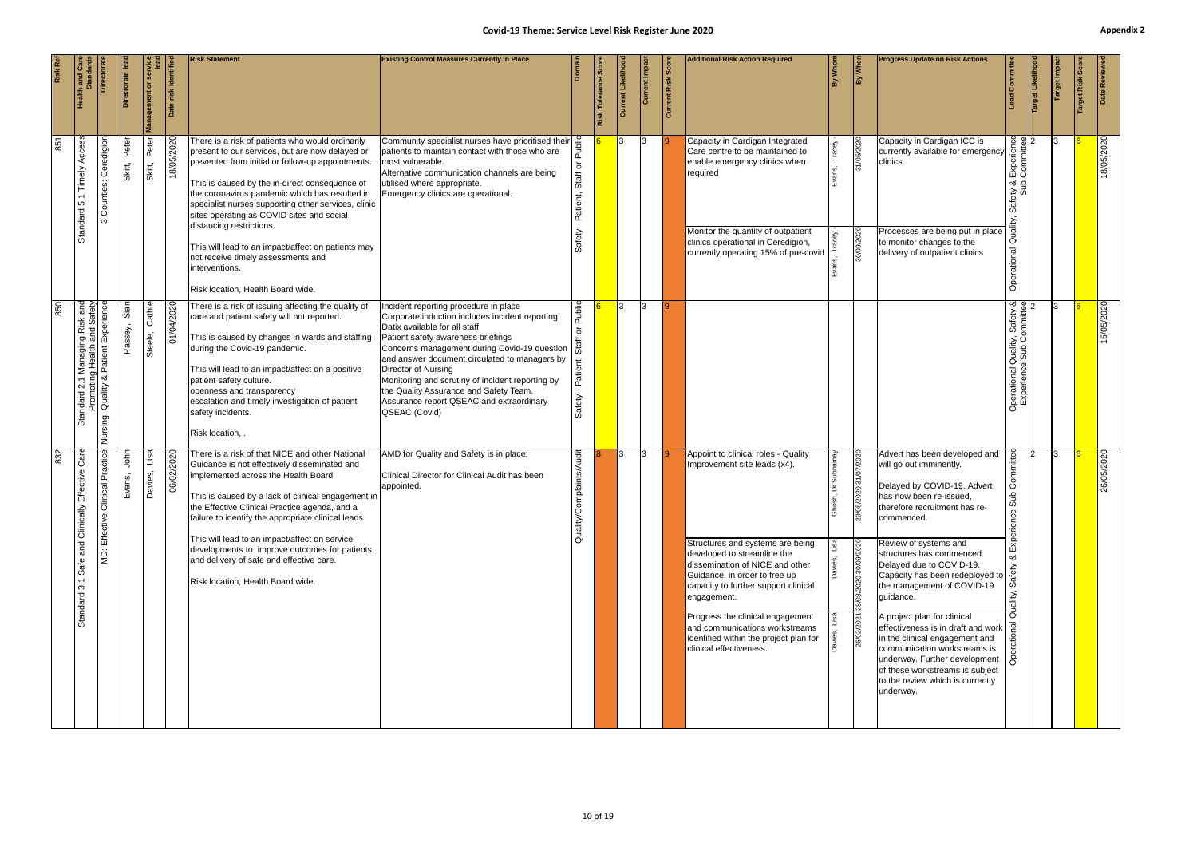# Covid-19 Theme: Service Level Risk Register June 2020

Appendix 2

| Risk Ref | Health and Care Standards | Directorate | Directorate lead | Management or service lead | Date risk identified | Risk Statement | Existing Control Measures Currently in Place | Domain | Risk Tolerance Score | Current Likelihood | Current Impact | Current Risk Score | Additional Risk Action Required | By Whom | By When | Progress Update on Risk Actions | Lead Committee | Target Likelihood | Target Impact | Target Risk Score | Date Reviewed |
|---|---|---|---|---|---|---|---|---|---|---|---|---|---|---|---|---|---|---|---|---|---|
| 851 | Standard 5.1 Timely Access | 3 Counties: Ceredigion | Skitt, Peter | Skitt, Peter | 18/05/2020 | There is a risk of patients who would ordinarily present to our services, but are now delayed or prevented from initial or follow-up appointments.<br><br>This is caused by the in-direct consequence of the coronavirus pandemic which has resulted in specialist nurses supporting other services, clinic sites operating as COVID sites and social distancing restrictions.<br><br>This will lead to an impact/affect on patients may not receive timely assessments and interventions.<br><br>Risk location, Health Board wide. | Community specialist nurses have prioritised their patients to maintain contact with those who are most vulnerable.<br>Alternative communication channels are being utilised where appropriate.<br>Emergency clinics are operational. | Safety - Patient, Staff or Public | 6 | 3 | 3 | 9 | Capacity in Cardigan Integrated Care centre to be maintained to enable emergency clinics when required<br><br>Monitor the quantity of outpatient clinics operational in Ceredigion, currently operating 15% of pre-covid | Evans, Tracey<br><br>Evans, Tracey | 31/05/2020<br><br>30/09/2020 | Capacity in Cardigan ICC is currently available for emergency clinics<br><br>Processes are being put in place to monitor changes to the delivery of outpatient clinics | Operational Quality, Safety & Experience Sub Committee | 2 | 3 | 6 | 18/05/2020 |
| 850 | Standard 2.1 Managing Risk and Promoting Health and Safety | Nursing, Quality & Patient Experience | Passey, Sian | Steele, Cathie | 01/04/2020 | There is a risk of issuing affecting the quality of care and patient safety will not reported.<br><br>This is caused by changes in wards and staffing during the Covid-19 pandemic.<br><br>This will lead to an impact/affect on a positive patient safety culture.<br>openness and transparency<br>escalation and timely investigation of patient safety incidents.<br><br>Risk location, . | Incident reporting procedure in place<br>Corporate induction includes incident reporting<br>Datix available for all staff<br>Patient safety awareness briefings<br>Concerns management during Covid-19 question and answer document circulated to managers by Director of Nursing<br>Monitoring and scrutiny of incident reporting by the Quality Assurance and Safety Team.<br>Assurance report QSEAC and extraordinary QSEAC (Covid) | Safety - Patient, Staff or Public | 6 | 3 | 3 | 9 | | | | | Operational Quality, Safety & Experience Sub Committee | 2 | 3 | 6 | 15/05/2020 |
| 832 | Standard 3.1 Safe and Clinically Effective Care | MD: Effective Clinical Practice | Evans, John | Davies, Lisa | 06/02/2020 | There is a risk of that NICE and other National Guidance is not effectively disseminated and implemented across the Health Board<br><br>This is caused by a lack of clinical engagement in the Effective Clinical Practice agenda, and a failure to identify the appropriate clinical leads<br><br>This will lead to an impact/affect on service developments to improve outcomes for patients, and delivery of safe and effective care.<br><br>Risk location, Health Board wide. | AMD for Quality and Safety is in place;<br><br>Clinical Director for Clinical Audit has been appointed. | Quality/Complaints/Audit | 8 | 3 | 3 | 9 | Appoint to clinical roles - Quality Improvement site leads (x4).<br><br>Structures and systems are being developed to streamline the dissemination of NICE and other Guidance, in order to free up capacity to further support clinical engagement.<br><br>Progress the clinical engagement and communications workstreams identified within the project plan for clinical effectiveness. | Ghosh, Dr Subhamay<br><br>Davies, Lisa<br><br>Davies, Lisa | ~~29/05/2020~~ 31/07/2020<br><br>~~29/05/2020~~ 30/09/2020<br><br>26/02/2021 | Advert has been developed and will go out imminently.<br><br>Delayed by COVID-19. Advert has now been re-issued, therefore recruitment has re-commenced.<br><br>Review of systems and structures has commenced. Delayed due to COVID-19. Capacity has been redeployed to the management of COVID-19 guidance.<br><br>A project plan for clinical effectiveness is in draft and work in the clinical engagement and communication workstreams is underway. Further development of these workstreams is subject to the review which is currently underway. | Operational Quality, Safety & Experience Sub Committee | 2 | 3 | 6 | 26/05/2020 |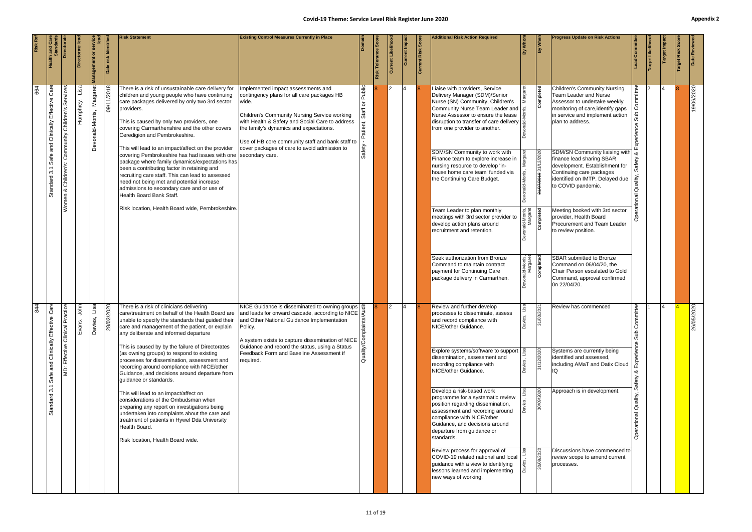# Covid-19 Theme: Service Level Risk Register June 2020

Appendix 2

| Risk Ref | Health and Care Standards | Directorate | Directorate lead | Management or service lead | Date risk identified | Risk Statement | Existing Control Measures Currently in Place | Domain | Risk Tolerance Score | Current Likelihood | Current Impact | Current Risk Score | Additional Risk Action Required | By Whom | By When | Progress Update on Risk Actions | Lead Committee | Target Likelihood | Target Impact | Target Risk Score | Date Reviewed |
|---|---|---|---|---|---|---|---|---|---|---|---|---|---|---|---|---|---|---|---|---|---|
| 664 | Standard 3.1 Safe and Clinically Effective Care | Women & Children's: Community Children's Services | Humphrey, Lisa | Devonald-Morris, Margaret | 09/11/2018 | There is a risk of unsustainable care delivery for children and young people who have continuing care packages delivered by only two 3rd sector providers.<br><br>This is caused by only two providers, one covering Carmarthenshire and the other covers Ceredigion and Pembrokeshire.<br><br>This will lead to an impact/affect on the provider covering Pembrokeshire has had issues with one package where family dynamics/expectations has been a contributing factor in retaining and recruiting care staff. This can lead to assessed need not being met and potential increase admissions to secondary care and or use of Health Board Bank Staff.<br><br>Risk location, Health Board wide, Pembrokeshire. | Implemented impact assessments and contingency plans for all care packages HB wide.<br><br>Children's Community Nursing Service working with Health & Safety and Social Care to address the family's dynamics and expectations.<br><br>Use of HB core community staff and bank staff to cover packages of care to avoid admission to secondary care. | Safety - Patient, Staff or Public | 8 | 2 | 4 | 8 | Liaise with providers, Service Delivery Manager (SDM)/Senior Nurse (SN) Community, Children's Community Nurse Team Leader and Nurse Assessor to ensure the lease disruption to transfer of care delivery from one provider to another. | Devonald-Morris, Margaret | Completed | Children's Community Nursing Team Leader and Nurse Assessor to undertake weekly monitoring of care, identify gaps in service and implement action plan to address. | Operational Quality, Safety & Experience Sub Committee | 2 | 4 | 8 | 19/06/2020 |
| | | | | | | | | | | | | | SDM/SN Community to work with Finance team to explore increase in nursing resource to develop 'in-house home care team' funded via the Continuing Care Budget. | Devonald-Morris, Margaret | ~~31/07/2019~~ 31/12/2020 | SDM/SN Community liaising with finance lead sharing SBAR development. Establishment for Continuing care packages identified on IMTP. Delayed due to COVID pandemic. | | | | | |
| | | | | | | | | | | | | | Team Leader to plan monthly meetings with 3rd sector provider to develop action plans around recruitment and retention. | Devonald-Morris, Margaret | Completed | Meeting booked with 3rd sector provider, Health Board Procurement and Team Leader to review position. | | | | | |
| | | | | | | | | | | | | | Seek authorization from Bronze Command to maintain contract payment for Continuing Care package delivery in Carmarthen. | Devonald-Morris, Margaret | Completed | SBAR submitted to Bronze Command on 06/04/20, the Chair Person escalated to Gold Command, approval confirmed 0n 22/04/20. | | | | | |
| 844 | Standard 3.1 Safe and Clinically Effective Care | MD: Effective Clinical Practice | Evans, John | Davies, Lisa | 28/02/2020 | There is a risk of clinicians delivering care/treatment on behalf of the Health Board are unable to specify the standards that guided their care and management of the patient, or explain any deliberate and informed departure<br><br>This is caused by by the failure of Directorates (as owning groups) to respond to existing processes for dissemination, assessment and recording around compliance with NICE/other Guidance, and decisions around departure from guidance or standards.<br><br>This will lead to an impact/affect on considerations of the Ombudsman when preparing any report on investigations being undertaken into complaints about the care and treatment of patients in Hywel Dda University Health Board.<br><br>Risk location, Health Board wide. | NICE Guidance is disseminated to owning groups and leads for onward cascade, according to NICE and Other National Guidance Implementation Policy.<br><br>A system exists to capture dissemination of NICE Guidance and record the status, using a Status Feedback Form and Baseline Assessment if required. | Quality/Complaints/Audit | 8 | 2 | 4 | 8 | Review and further develop processes to disseminate, assess and record compliance with NICE/other Guidance. | Davies, Lisa | 31/03/2021 | Review has commenced | Operational Quality, Safety & Experience Sub Committee | 1 | 4 | 4 | 26/05/2020 |
| | | | | | | | | | | | | | Explore systems/software to support dissemination, assessment and recording compliance with NICE/other Guidance. | Davies, Lisa | 31/12/2020 | Systems are currently being identified and assessed, including AMaT and Datix Cloud IQ | | | | | |
| | | | | | | | | | | | | | Develop a risk-based work programme for a systematic review position regarding dissemination, assessment and recording around compliance with NICE/other Guidance, and decisions around departure from guidance or standards. | Davies, Lisa | 30/09/2020 | Approach is in development. | | | | | |
| | | | | | | | | | | | | | Review process for approval of COVID-19 related national and local guidance with a view to identifying lessons learned and implementing new ways of working. | Davies, Lisa | 30/09/2020 | Discussions have commenced to review scope to amend current processes. | | | | | |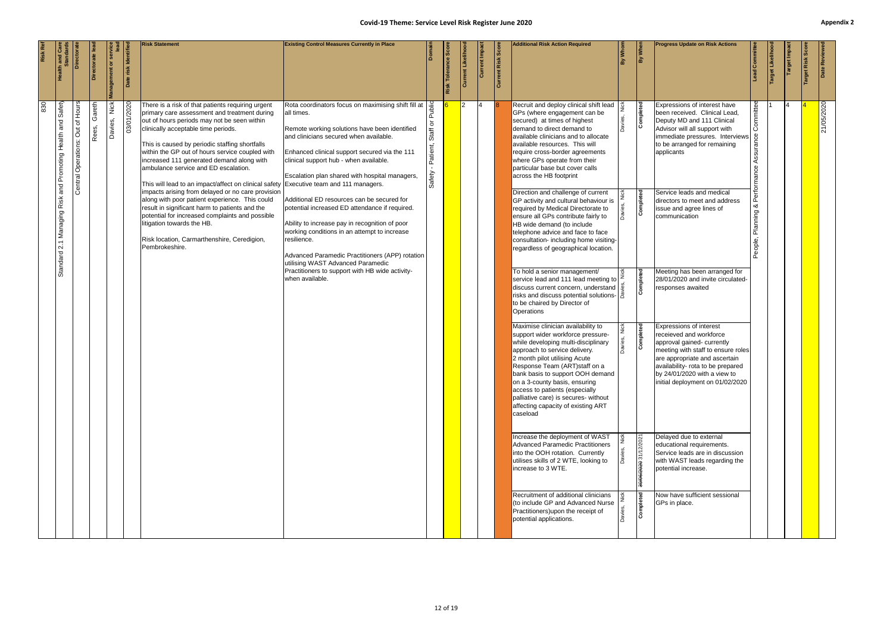# Covid-19 Theme: Service Level Risk Register June 2020

Appendix 2

| Risk Ref | Health and Care Standards | Directorate | Directorate lead | Management or service lead | Date risk identified | Risk Statement | Existing Control Measures Currently in Place | Domain | Risk Tolerance Score | Current Likelihood | Current Impact | Current Risk Score | Additional Risk Action Required | By Whom | By When | Progress Update on Risk Actions | Lead Committee | Target Likelihood | Target Impact | Target Risk Score | Date Reviewed |
|---|---|---|---|---|---|---|---|---|---|---|---|---|---|---|---|---|---|---|---|---|---|
| 830 | Standard 2.1 Managing Risk and Promoting Health and Safety | Central Operations: Out of Hours | Rees, Gareth | Davies, Nick | 03/01/2020 | There is a risk of that patients requiring urgent primary care assessment and treatment during out of hours periods may not be seen within clinically acceptable time periods.<br><br>This is caused by periodic staffing shortfalls within the GP out of hours service coupled with increased 111 generated demand along with ambulance service and ED escalation.<br><br>This will lead to an impact/affect on clinical safety impacts arising from delayed or no care provision along with poor patient experience. This could result in significant harm to patients and the potential for increased complaints and possible litigation towards the HB.<br><br>Risk location, Carmarthenshire, Ceredigion, Pembrokeshire. | Rota coordinators focus on maximising shift fill at all times.<br><br>Remote working solutions have been identified and clinicians secured when available.<br><br>Enhanced clinical support secured via the 111 clinical support hub - when available.<br><br>Escalation plan shared with hospital managers, Executive team and 111 managers.<br><br>Additional ED resources can be secured for potential increased ED attendance if required.<br><br>Ability to increase pay in recognition of poor working conditions in an attempt to increase resilience.<br><br>Advanced Paramedic Practitioners (APP) rotation utilising WAST Advanced Paramedic Practitioners to support with HB wide activity- when available. | Safety - Patient, Staff or Public | 6 | 2 | 4 | 8 | Recruit and deploy clinical shift lead GPs (where engagement can be secured) at times of highest demand to direct demand to available clinicians and to allocate available resources. This will require cross-border agreements where GPs operate from their particular base but cover calls across the HB footprint | Davies, Nick | Completed | Expressions of interest have been received. Clinical Lead, Deputy MD and 111 Clinical Advisor will all support with immediate pressures. Interviews to be arranged for remaining applicants | People, Planning & Performance Assurance Committee | 1 | 4 | 4 | 21/05/2020 |
| | | | | | | | | | | | | | Direction and challenge of current GP activity and cultural behaviour is required by Medical Directorate to ensure all GPs contribute fairly to HB wide demand (to include telephone advice and face to face consultation- including home visiting- regardless of geographical location. | Davies, Nick | Completed | Service leads and medical directors to meet and address issue and agree lines of communication | | | | | |
| | | | | | | | | | | | | | To hold a senior management/ service lead and 111 lead meeting to discuss current concern, understand risks and discuss potential solutions- to be chaired by Director of Operations | Davies, Nick | Completed | Meeting has been arranged for 28/01/2020 and invite circulated- responses awaited | | | | | |
| | | | | | | | | | | | | | Maximise clinician availability to support wider workforce pressure- while developing multi-disciplinary approach to service delivery. 2 month pilot utilising Acute Response Team (ART)staff on a bank basis to support OOH demand on a 3-county basis, ensuring access to patients (especially palliative care) is secures- without affecting capacity of existing ART caseload | Davies, Nick | Completed | Expressions of interest receieved and workforce approval gained- currently meeting with staff to ensure roles are appropriate and ascertain availability- rota to be prepared by 24/01/2020 with a view to initial deployment on 01/02/2020 | | | | | |
| | | | | | | | | | | | | | Increase the deployment of WAST Advanced Paramedic Practitioners into the OOH rotation. Currently utilises skills of 2 WTE, looking to increase to 3 WTE. | Davies, Nick | ~~30/06/2020~~ 31/12/2021 | Delayed due to external educational requirements. Service leads are in discussion with WAST leads regarding the potential increase. | | | | | |
| | | | | | | | | | | | | | Recruitment of additional clinicians (to include GP and Advanced Nurse Practitioners)upon the receipt of potential applications. | Davies, Nick | Completed | Now have sufficient sessional GPs in place. | | | | | |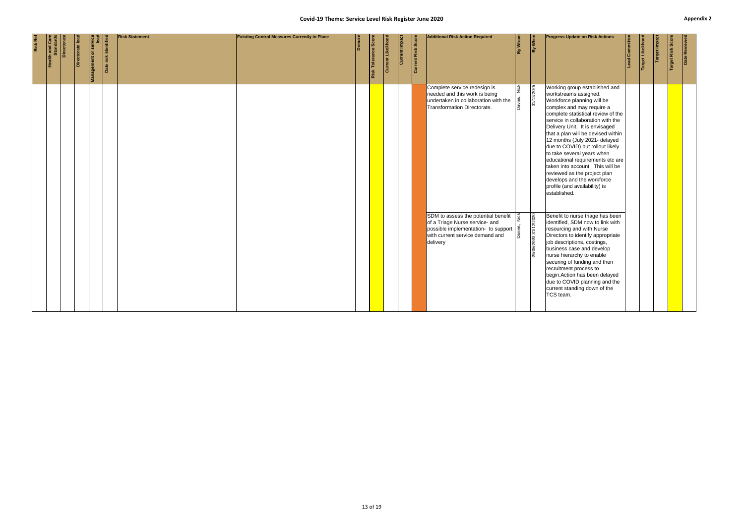# Covid-19 Theme: Service Level Risk Register June 2020

Appendix 2

| Risk Ref | Health and Care Standards | Directorate | Directorate lead | Management or service lead | Date risk identified | Risk Statement | Existing Control Measures Currently in Place | Domain | Risk Tolerance Score | Current Likelihood | Current Impact | Current Risk Score | Additional Risk Action Required | By Whom | By When | Progress Update on Risk Actions | Lead Committee | Target Likelihood | Target Impact | Target Risk Score | Date Reviewed |
|---|---|---|---|---|---|---|---|---|---|---|---|---|---|---|---|---|---|---|---|---|---|
| | | | | | | | | | | | | | Complete service redesign is needed and this work is being undertaken in collaboration with the Transformation Directorate. | Davies, Nick | 31/12/2025 | Working group established and workstreams assigned. Workforce planning will be complex and may require a complete statistical review of the service in collaboration with the Delivery Unit. It is envisaged that a plan will be devised within 12 months (July 2021- delayed due to COVID) but rollout likely to take several years when educational requirements etc are taken into account. This will be reviewed as the project plan develops and the workforce profile (and availability) is established. | | | | | |
| | | | | | | | | | | | | | SDM to assess the potential benefit of a Triage Nurse service- and possible implementation- to support with current service demand and delivery | Davies, Nick | ~~29/05/2020~~ 31/12/2020 | Benefit to nurse triage has been identified, SDM now to link with resourcing and with Nurse Directors to identify appropriate job descriptions, costings, business case and develop nurse hierarchy to enable securing of funding and then recruitment process to begin.Action has been delayed due to COVID planning and the current standing down of the TCS team. | | | | | |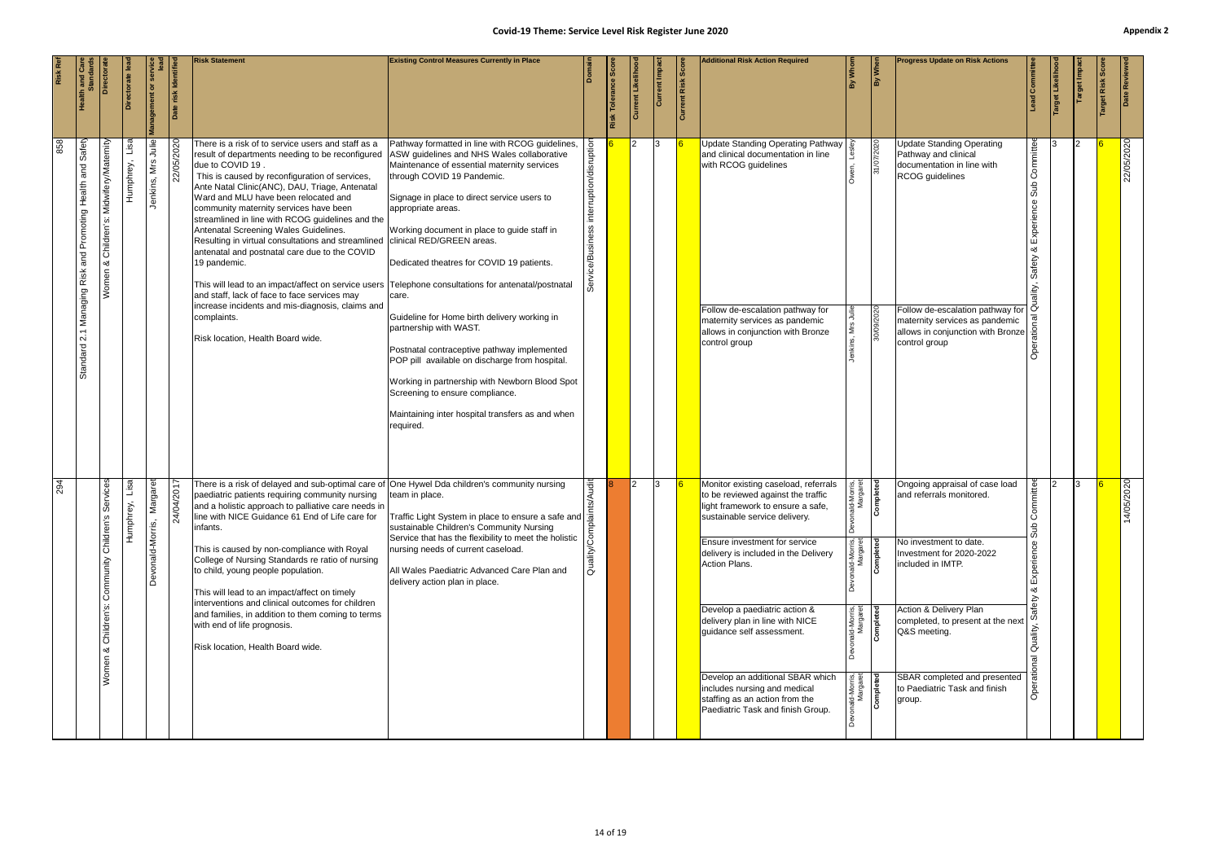# Covid-19 Theme: Service Level Risk Register June 2020

Appendix 2

| Risk Ref | Health and Care Standards | Directorate | Directorate lead | Management or service lead | Date risk identified | Risk Statement | Existing Control Measures Currently in Place | Domain | Risk Tolerance Score | Current Likelihood | Current Impact | Current Risk Score | Additional Risk Action Required | By Whom | By When | Progress Update on Risk Actions | Lead Committee | Target Likelihood | Target Impact | Target Risk Score | Date Reviewed |
|---|---|---|---|---|---|---|---|---|---|---|---|---|---|---|---|---|---|---|---|---|---|
| 858 | Standard 2.1 Managing Risk and Promoting Health and Safety | Women & Children's: Midwifery/Maternity | Humphrey, Lisa | Jenkins, Mrs Julie | 22/05/2020 | There is a risk of to service users and staff as a result of departments needing to be reconfigured due to COVID 19 .<br>This is caused by reconfiguration of services, Ante Natal Clinic(ANC), DAU, Triage, Antenatal Ward and MLU have been relocated and community maternity services have been streamlined in line with RCOG guidelines and the Antenatal Screening Wales Guidelines. Resulting in virtual consultations and streamlined antenatal and postnatal care due to the COVID 19 pandemic.<br>This will lead to an impact/affect on service users and staff, lack of face to face services may increase incidents and mis-diagnosis, claims and complaints.<br>Risk location, Health Board wide. | Pathway formatted in line with RCOG guidelines, ASW guidelines and NHS Wales collaborative Maintenance of essential maternity services through COVID 19 Pandemic.<br>Signage in place to direct service users to appropriate areas.<br>Working document in place to guide staff in clinical RED/GREEN areas.<br>Dedicated theatres for COVID 19 patients.<br>Telephone consultations for antenatal/postnatal care.<br>Guideline for Home birth delivery working in partnership with WAST.<br>Postnatal contraceptive pathway implemented POP pill available on discharge from hospital.<br>Working in partnership with Newborn Blood Spot Screening to ensure compliance.<br>Maintaining inter hospital transfers as and when required. | Service/Business interruption/disruption | 6 | 2 | 3 | 6 | Update Standing Operating Pathway and clinical documentation in line with RCOG guidelines<br><br>Follow de-escalation pathway for maternity services as pandemic allows in conjunction with Bronze control group | Owen, Lesley<br><br>Jenkins, Mrs Julie | 31/07/2020<br><br>30/09/2020 | Update Standing Operating Pathway and clinical documentation in line with RCOG guidelines<br><br>Follow de-escalation pathway for maternity services as pandemic allows in conjunction with Bronze control group | Operational Quality, Safety & Experience Sub Committee | 3 | 2 | 6 | 22/05/2020 |
| 294 | | Women & Children's: Community Children's Services | Humphrey, Lisa | Devonald-Morris, Margaret | 24/04/2017 | There is a risk of delayed and sub-optimal care of paediatric patients requiring community nursing and a holistic approach to palliative care needs in line with NICE Guidance 61 End of Life care for infants.<br>This is caused by non-compliance with Royal College of Nursing Standards re ratio of nursing to child, young people population.<br>This will lead to an impact/affect on timely interventions and clinical outcomes for children and families, in addition to them coming to terms with end of life prognosis.<br>Risk location, Health Board wide. | One Hywel Dda children's community nursing team in place.<br>Traffic Light System in place to ensure a safe and sustainable Children's Community Nursing Service that has the flexibility to meet the holistic nursing needs of current caseload.<br>All Wales Paediatric Advanced Care Plan and delivery action plan in place. | Quality/Complaints/Audit | 8 | 2 | 3 | 6 | Monitor existing caseload, referrals to be reviewed against the traffic light framework to ensure a safe, sustainable service delivery.<br><br>Ensure investment for service delivery is included in the Delivery Action Plans.<br><br>Develop a paediatric action & delivery plan in line with NICE guidance self assessment.<br><br>Develop an additional SBAR which includes nursing and medical staffing as an action from the Paediatric Task and finish Group. | Devonald-Morris, Margaret<br><br>Devonald-Morris, Margaret<br><br>Devonald-Morris, Margaret<br><br>Devonald-Morris, Margaret | Completed<br><br>Completed<br><br>Completed<br><br>Completed | Ongoing appraisal of case load and referrals monitored.<br><br>No investment to date. Investment for 2020-2022 included in IMTP.<br><br>Action & Delivery Plan completed, to present at the next Q&S meeting.<br><br>SBAR completed and presented to Paediatric Task and finish group. | Operational Quality, Safety & Experience Sub Committee | 2 | 3 | 6 | 14/05/2020 |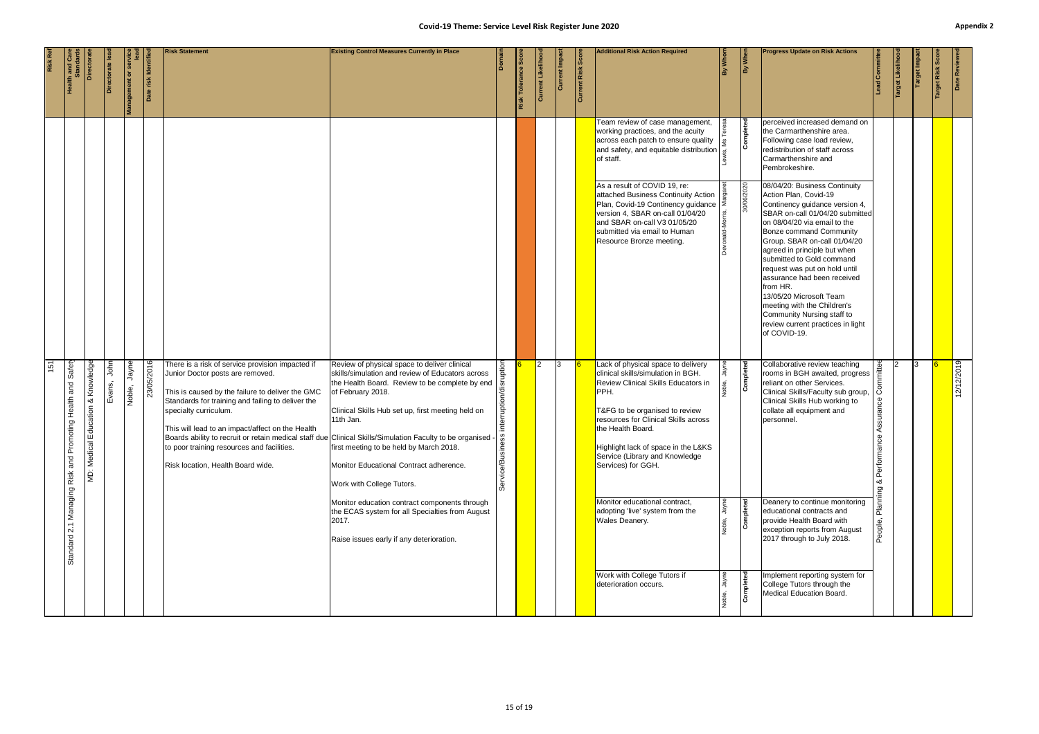# Covid-19 Theme: Service Level Risk Register June 2020

Appendix 2

| Risk Ref | Health and Care Standards | Directorate | Directorate lead | Management or service lead | Date risk identified | Risk Statement | Existing Control Measures Currently in Place | Domain | Risk Tolerance Score | Current Likelihood | Current Impact | Current Risk Score | Additional Risk Action Required | By Whom | By When | Progress Update on Risk Actions | Lead Committee | Target Likelihood | Target Impact | Target Risk Score | Date Reviewed |
|---|---|---|---|---|---|---|---|---|---|---|---|---|---|---|---|---|---|---|---|---|---|
| | | | | | | | | | | | | | Team review of case management, working practices, and the acuity across each patch to ensure quality and safety, and equitable distribution of staff. | Lewis, Ms Teresa | Completed | perceived increased demand on the Carmarthenshire area. Following case load review, redistribution of staff across Carmarthenshire and Pembrokeshire. | | | | | |
| | | | | | | | | | | | | | As a result of COVID 19, re: attached Business Continuity Action Plan, Covid-19 Continency guidance version 4, SBAR on-call 01/04/20 and SBAR on-call V3 01/05/20 submitted via email to Human Resource Bronze meeting. | Devonald-Morris, Margaret | 30/06/2020 | 08/04/20: Business Continuity Action Plan, Covid-19 Continency guidance version 4, SBAR on-call 01/04/20 submitted on 08/04/20 via email to the Bonze command Community Group. SBAR on-call 01/04/20 agreed in principle but when submitted to Gold command request was put on hold until assurance had been received from HR.<br>13/05/20 Microsoft Team meeting with the Children's Community Nursing staff to review current practices in light of COVID-19. | | | | | |
| 151 | Standard 2.1 Managing Risk and Promoting Health and Safety | MD: Medical Education & Knowledge | Evans, John | Noble, Jayne | 23/05/2016 | There is a risk of service provision impacted if Junior Doctor posts are removed.<br><br>This is caused by the failure to deliver the GMC Standards for training and failing to deliver the specialty curriculum.<br><br>This will lead to an impact/affect on the Health Boards ability to recruit or retain medical staff due to poor training resources and facilities.<br><br>Risk location, Health Board wide. | Review of physical space to deliver clinical skills/simulation and review of Educators across the Health Board. Review to be complete by end of February 2018.<br><br>Clinical Skills Hub set up, first meeting held on 11th Jan.<br><br>Clinical Skills/Simulation Faculty to be organised - first meeting to be held by March 2018.<br><br>Monitor Educational Contract adherence.<br><br>Work with College Tutors.<br><br>Monitor education contract components through the ECAS system for all Specialties from August 2017.<br><br>Raise issues early if any deterioration. | Service/Business interruption/disruption | 6 | 2 | 3 | 6 | Lack of physical space to delivery clinical skills/simulation in BGH. Review Clinical Skills Educators in PPH.<br><br>T&FG to be organised to review resources for Clinical Skills across the Health Board.<br><br>Highlight lack of space in the L&KS Service (Library and Knowledge Services) for GGH. | Noble, Jayne | Completed | Collaborative review teaching rooms in BGH awaited, progress reliant on other Services. Clinical Skills/Faculty sub group, Clinical Skills Hub working to collate all equipment and personnel. | People, Planning & Performance Assurance Committee | 2 | 3 | 6 | 12/12/2019 |
| | | | | | | | | | | | | | Monitor educational contract, adopting 'live' system from the Wales Deanery. | Noble, Jayne | Completed | Deanery to continue monitoring educational contracts and provide Health Board with exception reports from August 2017 through to July 2018. | | | | | |
| | | | | | | | | | | | | | Work with College Tutors if deterioration occurs. | Noble, Jayne | Completed | Implement reporting system for College Tutors through the Medical Education Board. | | | | | |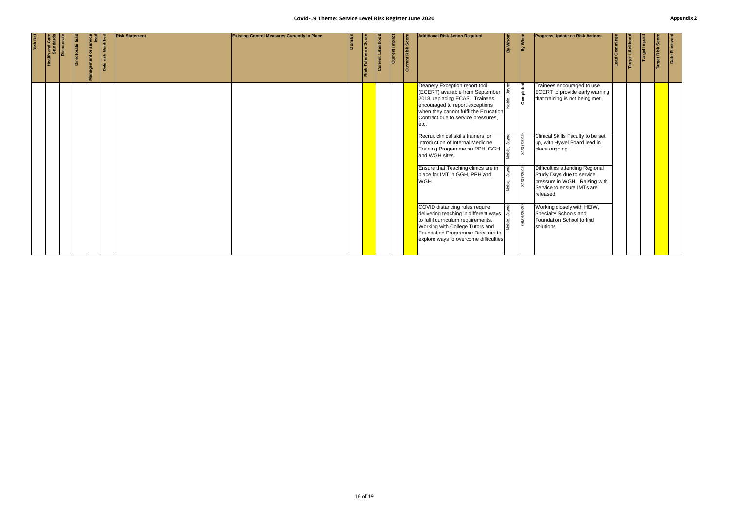# Covid-19 Theme: Service Level Risk Register June 2020

**Appendix 2**

| Risk Ref | Health and Care Standards | Directorate | Directorate lead | Management or service lead | Date risk identified | Risk Statement | Existing Control Measures Currently in Place | Domain | Risk Tolerance Score | Current Likelihood | Current Impact | Current Risk Score | Additional Risk Action Required | By Whom | By When | Progress Update on Risk Actions | Lead Committee | Target Likelihood | Target Impact | Target Risk Score | Date Reviewed |
|---|---|---|---|---|---|---|---|---|---|---|---|---|---|---|---|---|---|---|---|---|---|
| | | | | | | | | | | | | | Deanery Exception report tool (ECERT) available from September 2018, replacing ECAS. Trainees encouraged to report exceptions when they cannot fulfil the Education Contract due to service pressures, etc. | Noble, Jayne | Completed | Trainees encouraged to use ECERT to provide early warning that training is not being met. | | | | | |
| | | | | | | | | | | | | | Recruit clinical skills trainers for introduction of Internal Medicine Training Programme on PPH, GGH and WGH sites. | Noble, Jayne | 31/07/2019 | Clinical Skills Faculty to be set up, with Hywel Board lead in place ongoing. | | | | | |
| | | | | | | | | | | | | | Ensure that Teaching clinics are in place for IMT in GGH, PPH and WGH. | Noble, Jayne | 31/07/2019 | Difficulties attending Regional Study Days due to service pressure in WGH. Raising with Service to ensure IMTs are released | | | | | |
| | | | | | | | | | | | | | COVID distancing rules require delivering teaching in different ways to fulfil curriculum requirements. Working with College Tutors and Foundation Programme Directors to explore ways to overcome difficulties | Noble, Jayne | 08/05/2020 | Working closely with HEIW, Specialty Schools and Foundation School to find solutions | | | | | |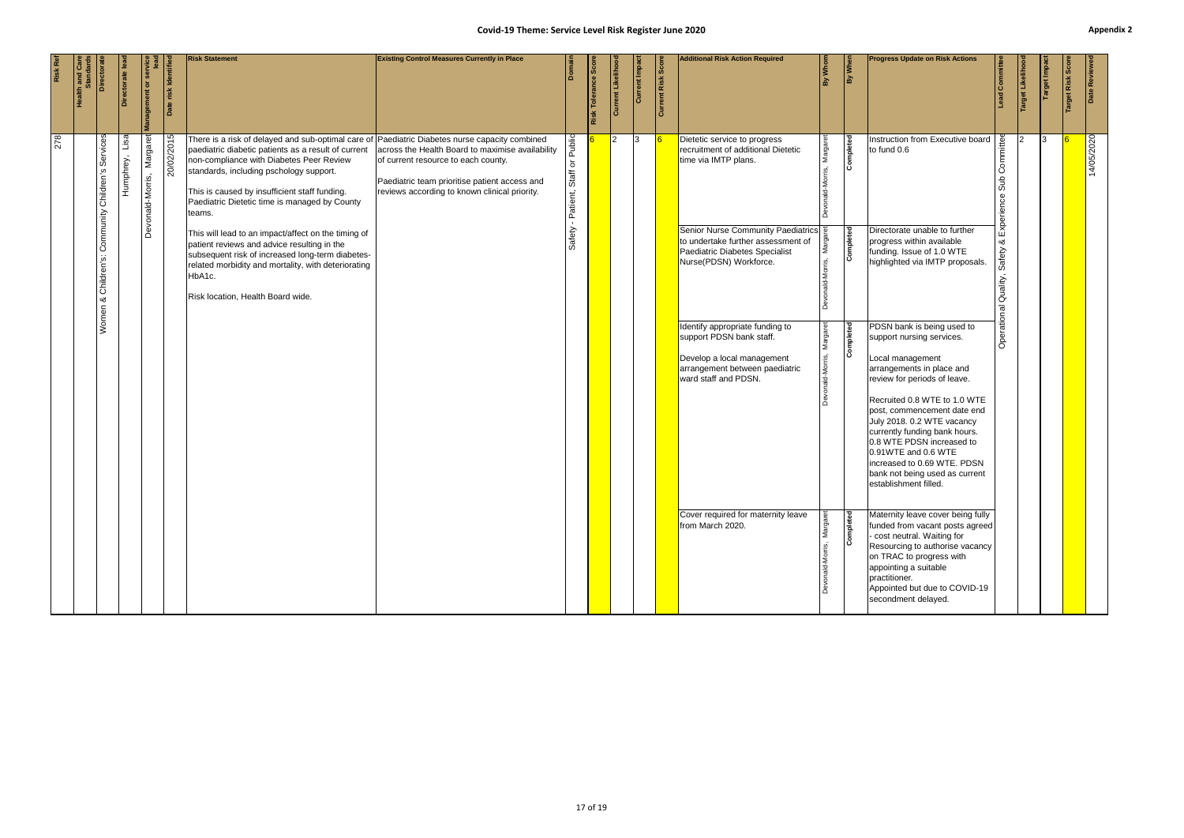# Covid-19 Theme: Service Level Risk Register June 2020

Appendix 2

| Risk Ref | Health and Care Standards | Directorate | Directorate lead | Management or service lead | Date risk identified | Risk Statement | Existing Control Measures Currently in Place | Domain | Risk Tolerance Score | Current Likelihood | Current Impact | Current Risk Score | Additional Risk Action Required | By Whom | By When | Progress Update on Risk Actions | Lead Committee | Target Likelihood | Target Impact | Target Risk Score | Date Reviewed |
|---|---|---|---|---|---|---|---|---|---|---|---|---|---|---|---|---|---|---|---|---|---|
| 278 | | Women & Children's: Community Children's Services | Humphrey, Lisa | Devonald-Morris, Margaret | 20/02/2015 | There is a risk of delayed and sub-optimal care of paediatric diabetic patients as a result of current non-compliance with Diabetes Peer Review standards, including pschology support.<br><br>This is caused by insufficient staff funding. Paediatric Dietetic time is managed by County teams.<br><br>This will lead to an impact/affect on the timing of patient reviews and advice resulting in the subsequent risk of increased long-term diabetes-related morbidity and mortality, with deteriorating HbA1c.<br><br>Risk location, Health Board wide. | Paediatric Diabetes nurse capacity combined across the Health Board to maximise availability of current resource to each county.<br><br>Paediatric team prioritise patient access and reviews according to known clinical priority. | Safety - Patient, Staff or Public | 6 | 2 | 3 | 6 | Dietetic service to progress recruitment of additional Dietetic time via IMTP plans. | Devonald-Morris, Margaret | Completed | Instruction from Executive board to fund 0.6 | Operational Quality, Safety & Experience Sub Committee | 2 | 3 | 6 | 14/05/2020 |
| | | | | | | | | | | | | | Senior Nurse Community Paediatrics to undertake further assessment of Paediatric Diabetes Specialist Nurse(PDSN) Workforce. | Devonald-Morris, Margaret | Completed | Directorate unable to further progress within available funding. Issue of 1.0 WTE highlighted via IMTP proposals. | | | | | |
| | | | | | | | | | | | | | Identify appropriate funding to support PDSN bank staff.<br><br>Develop a local management arrangement between paediatric ward staff and PDSN. | Devonald-Morris, Margaret | Completed | PDSN bank is being used to support nursing services.<br><br>Local management arrangements in place and review for periods of leave.<br><br>Recruited 0.8 WTE to 1.0 WTE post, commencement date end July 2018. 0.2 WTE vacancy currently funding bank hours. 0.8 WTE PDSN increased to 0.91WTE and 0.6 WTE increased to 0.69 WTE. PDSN bank not being used as current establishment filled. | | | | | |
| | | | | | | | | | | | | | Cover required for maternity leave from March 2020. | Devonald-Morris, Margaret | Completed | Maternity leave cover being fully funded from vacant posts agreed - cost neutral. Waiting for Resourcing to authorise vacancy on TRAC to progress with appointing a suitable practitioner.<br>Appointed but due to COVID-19 secondment delayed. | | | | | |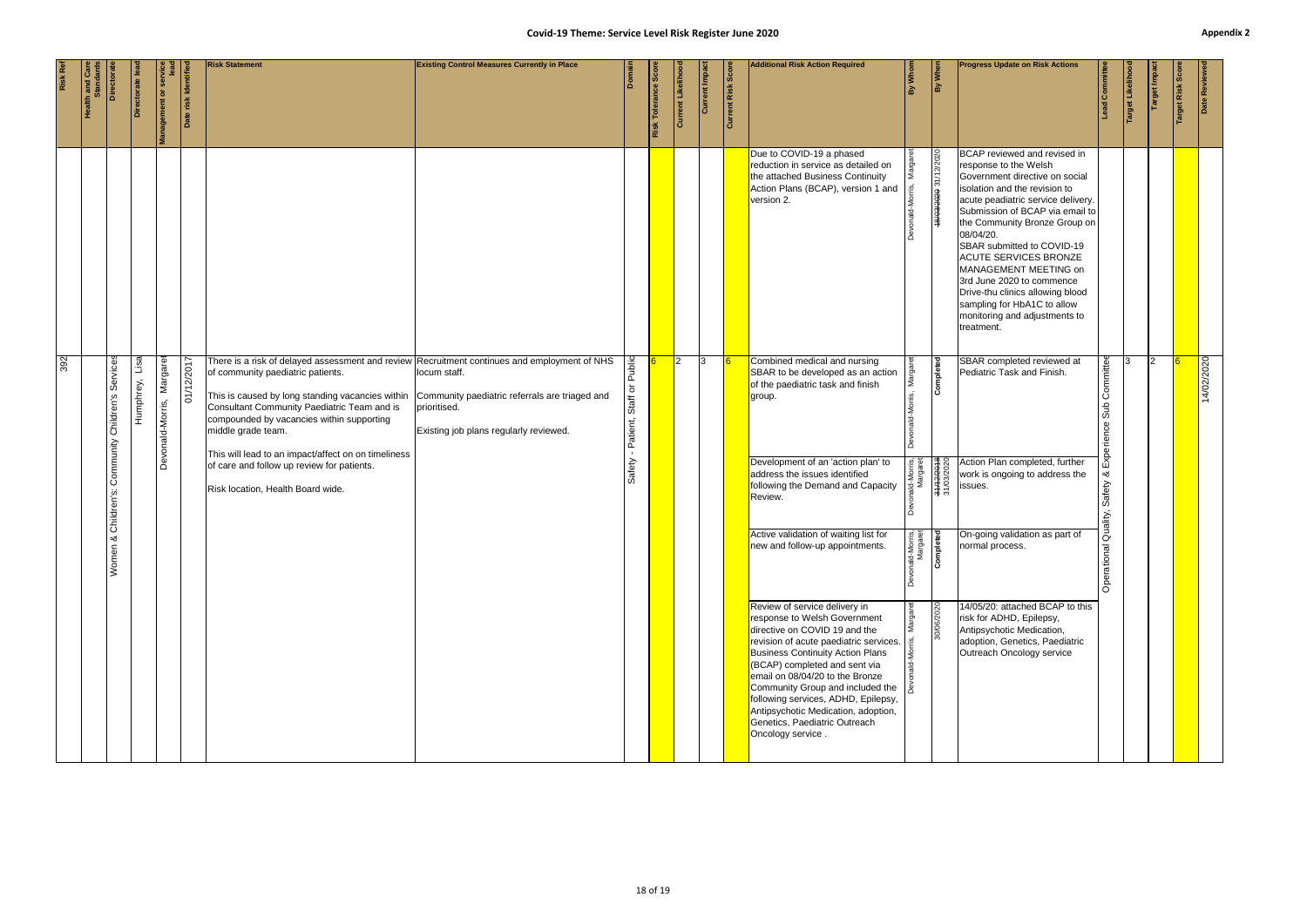# Covid-19 Theme: Service Level Risk Register June 2020

Appendix 2

| Risk Ref | Health and Care Standards | Directorate | Directorate lead | Management or service lead | Date risk identified | Risk Statement | Existing Control Measures Currently in Place | Domain | Risk Tolerance Score | Current Likelihood | Current Impact | Current Risk Score | Additional Risk Action Required | By Whom | By When | Progress Update on Risk Actions | Lead Committee | Target Likelihood | Target Impact | Target Risk Score | Date Reviewed |
|---|---|---|---|---|---|---|---|---|---|---|---|---|---|---|---|---|---|---|---|---|---|
| | | | | | | | | | | | | | Due to COVID-19 a phased reduction in service as detailed on the attached Business Continuity Action Plans (BCAP), version 1 and version 2. | Devonald-Morris, Margaret | ~~18/03/2020~~ 31/12/2020 | BCAP reviewed and revised in response to the Welsh Government directive on social isolation and the revision to acute peadiatric service delivery. Submission of BCAP via email to the Community Bronze Group on 08/04/20. SBAR submitted to COVID-19 ACUTE SERVICES BRONZE MANAGEMENT MEETING on 3rd June 2020 to commence Drive-thu clinics allowing blood sampling for HbA1C to allow monitoring and adjustments to treatment. | | | | | |
| 392 | | Women & Children's: Community Children's Services | Humphrey, Lisa | Devonald-Morris, Margaret | 01/12/2017 | There is a risk of delayed assessment and review of community paediatric patients.<br><br>This is caused by long standing vacancies within Consultant Community Paediatric Team and is compounded by vacancies within supporting middle grade team.<br><br>This will lead to an impact/affect on on timeliness of care and follow up review for patients.<br><br>Risk location, Health Board wide. | Recruitment continues and employment of NHS locum staff.<br><br>Community paediatric referrals are triaged and prioritised.<br><br>Existing job plans regularly reviewed. | Safety - Patient, Staff or Public | 6 | 2 | 3 | 6 | Combined medical and nursing SBAR to be developed as an action of the paediatric task and finish group. | Devonald-Morris, Margaret | Completed | SBAR completed reviewed at Pediatric Task and Finish. | Operational Quality, Safety & Experience Sub Committee | 3 | 2 | 6 | 14/02/2020 |
| | | | | | | | | | | | | | Development of an 'action plan' to address the issues identified following the Demand and Capacity Review. | Devonald-Morris, Margaret | ~~31/12/2019~~ 31/03/2020 | Action Plan completed, further work is ongoing to address the issues. | | | | | |
| | | | | | | | | | | | | | Active validation of waiting list for new and follow-up appointments. | Devonald-Morris, Margaret | Completed | On-going validation as part of normal process. | | | | | |
| | | | | | | | | | | | | | Review of service delivery in response to Welsh Government directive on COVID 19 and the revision of acute paediatric services. Business Continuity Action Plans (BCAP) completed and sent via email on 08/04/20 to the Bronze Community Group and included the following services, ADHD, Epilepsy, Antipsychotic Medication, adoption, Genetics, Paediatric Outreach Oncology service . | Devonald-Morris, Margaret | 30/06/2020 | 14/05/20: attached BCAP to this risk for ADHD, Epilepsy, Antipsychotic Medication, adoption, Genetics, Paediatric Outreach Oncology service | | | | | |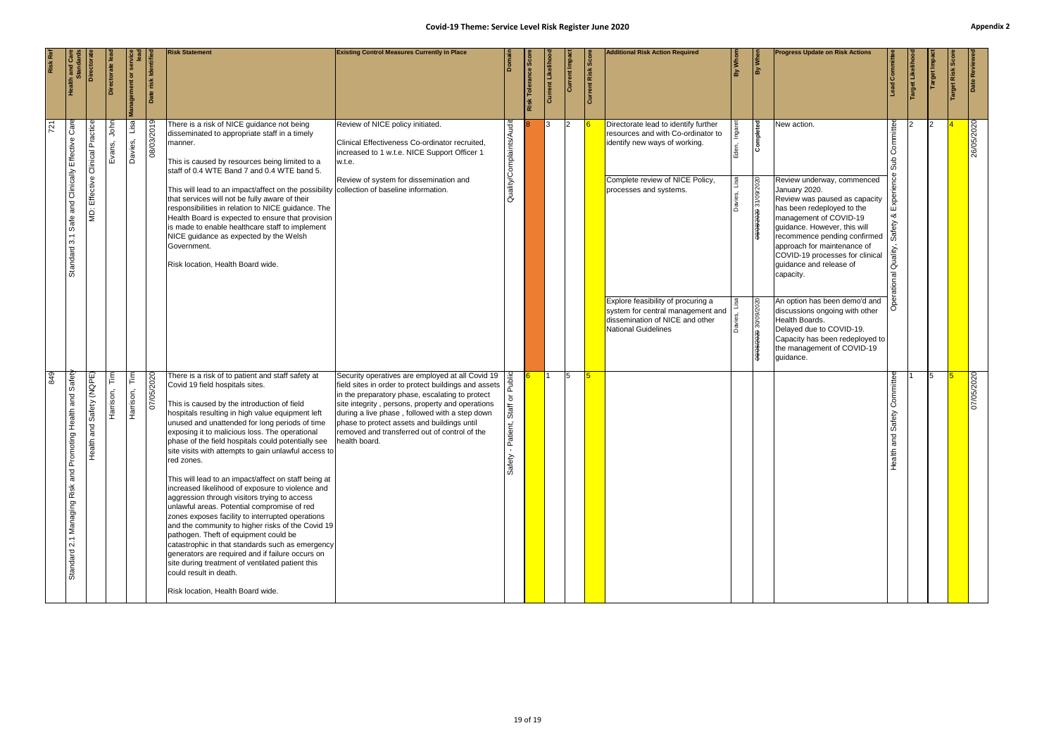# Covid-19 Theme: Service Level Risk Register June 2020

Appendix 2

| Risk Ref | Health and Care Standards | Directorate | Directorate lead | Management or service lead | Date risk identified | Risk Statement | Existing Control Measures Currently in Place | Domain | Risk Tolerance Score | Current Likelihood | Current Impact | Current Risk Score | Additional Risk Action Required | By Whom | By When | Progress Update on Risk Actions | Lead Committee | Target Likelihood | Target Impact | Target Risk Score | Date Reviewed |
|---|---|---|---|---|---|---|---|---|---|---|---|---|---|---|---|---|---|---|---|---|---|
| 721 | Standard 3.1 Safe and Clinically Effective Care | MD: Effective Clinical Practice | Evans, John | Davies, Lisa | 08/03/2019 | There is a risk of NICE guidance not being disseminated to appropriate staff in a timely manner.<br><br>This is caused by resources being limited to a staff of 0.4 WTE Band 7 and 0.4 WTE band 5.<br><br>This will lead to an impact/affect on the possibility that services will not be fully aware of their responsibilities in relation to NICE guidance. The Health Board is expected to ensure that provision is made to enable healthcare staff to implement NICE guidance as expected by the Welsh Government.<br><br>Risk location, Health Board wide. | Review of NICE policy initiated.<br><br>Clinical Effectiveness Co-ordinator recruited, increased to 1 w.t.e. NICE Support Officer 1 w.t.e.<br><br>Review of system for dissemination and collection of baseline information. | Quality/Complaints/Audit | 8 | 3 | 2 | 6 | Directorate lead to identify further resources and with Co-ordinator to identify new ways of working.<br><br>Complete review of NICE Policy, processes and systems.<br><br>Explore feasibility of procuring a system for central management and dissemination of NICE and other National Guidelines | Eden, Ingaret<br><br>Davies, Lisa<br><br>Davies, Lisa | Completed<br><br>~~30/09/2020~~ 31/09/2020<br><br>~~30/09/2020~~ 30/09/2020 | New action.<br><br>Review underway, commenced January 2020. Review was paused as capacity has been redeployed to the management of COVID-19 guidance. However, this will recommence pending confirmed approach for maintenance of COVID-19 processes for clinical guidance and release of capacity.<br><br>An option has been demo'd and discussions ongoing with other Health Boards. Delayed due to COVID-19. Capacity has been redeployed to the management of COVID-19 guidance. | Operational Quality, Safety & Experience Sub Committee | 2 | 2 | 4 | 26/05/2020 |
| 849 | Standard 2.1 Managing Risk and Promoting Health and Safety | Health and Safety (NQPE) | Harrison, Tim | Harrison, Tim | 07/05/2020 | There is a risk of to patient and staff safety at Covid 19 field hospitals sites.<br><br>This is caused by the introduction of field hospitals resulting in high value equipment left unused and unattended for long periods of time exposing it to malicious loss. The operational phase of the field hospitals could potentially see site visits with attempts to gain unlawful access to red zones.<br><br>This will lead to an impact/affect on staff being at increased likelihood of exposure to violence and aggression through visitors trying to access unlawful areas. Potential compromise of red zones exposes facility to interrupted operations and the community to higher risks of the Covid 19 pathogen. Theft of equipment could be catastrophic in that standards such as emergency generators are required and if failure occurs on site during treatment of ventilated patient this could result in death.<br><br>Risk location, Health Board wide. | Security operatives are employed at all Covid 19 field sites in order to protect buildings and assets in the preparatory phase, escalating to protect site integrity , persons, property and operations during a live phase , followed with a step down phase to protect assets and buildings until removed and transferred out of control of the health board. | Safety - Patient, Staff or Public | 6 | 1 | 5 | 5 | | | | | Health and Safety Committee | 1 | 5 | 5 | 07/05/2020 |